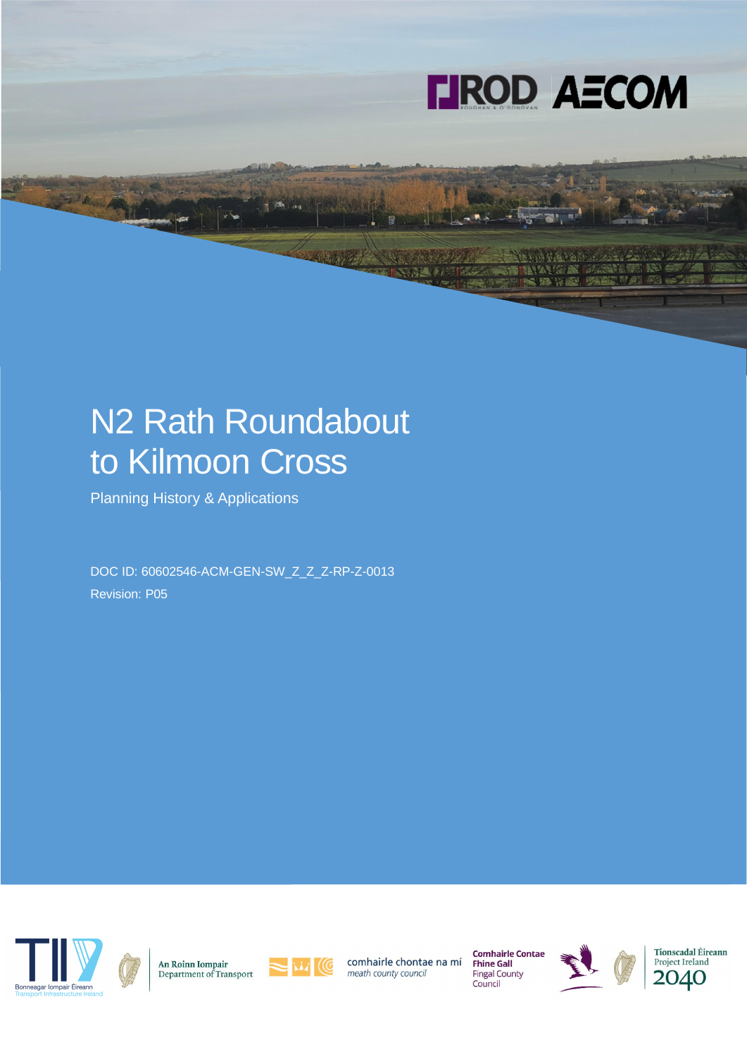# N2 Rath Roundabout to Kilmoon Cross

Planning History & Applications

DOC ID: 60602546-ACM-GEN-SW_Z_Z_Z-RP-Z-0013

Revision: P05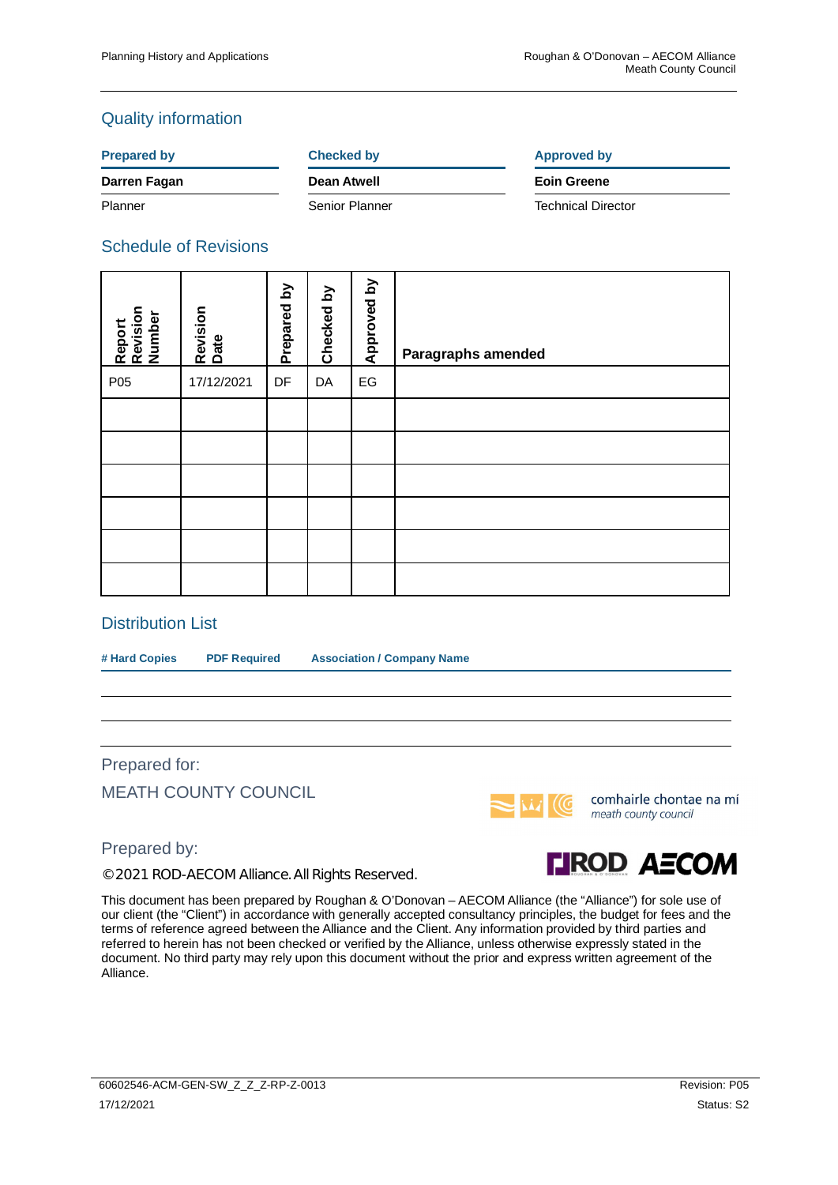## Quality information

| Prepared by | Checked by | Approved by |
|---|---|---|
| **Darren Fagan** | **Dean Atwell** | **Eoin Greene** |
| Planner | Senior Planner | Technical Director |

## Schedule of Revisions

| Report Revision Number | Revision Date | Prepared by | Checked by | Approved by | Paragraphs amended |
|---|---|---|---|---|---|
| P05 | 17/12/2021 | DF | DA | EG | |
| | | | | | |
| | | | | | |
| | | | | | |
| | | | | | |
| | | | | | |
| | | | | | |

## Distribution List

| # Hard Copies | PDF Required | Association / Company Name |
|---|---|---|
| | | |
| | | |
| | | |

Prepared for:

MEATH COUNTY COUNCIL

comhairle chontae na mí
*meath county council*

Prepared by:

©2021 ROD-AECOM Alliance. All Rights Reserved.

This document has been prepared by Roughan & O'Donovan – AECOM Alliance (the "Alliance") for sole use of our client (the "Client") in accordance with generally accepted consultancy principles, the budget for fees and the terms of reference agreed between the Alliance and the Client. Any information provided by third parties and referred to herein has not been checked or verified by the Alliance, unless otherwise expressly stated in the document. No third party may rely upon this document without the prior and express written agreement of the Alliance.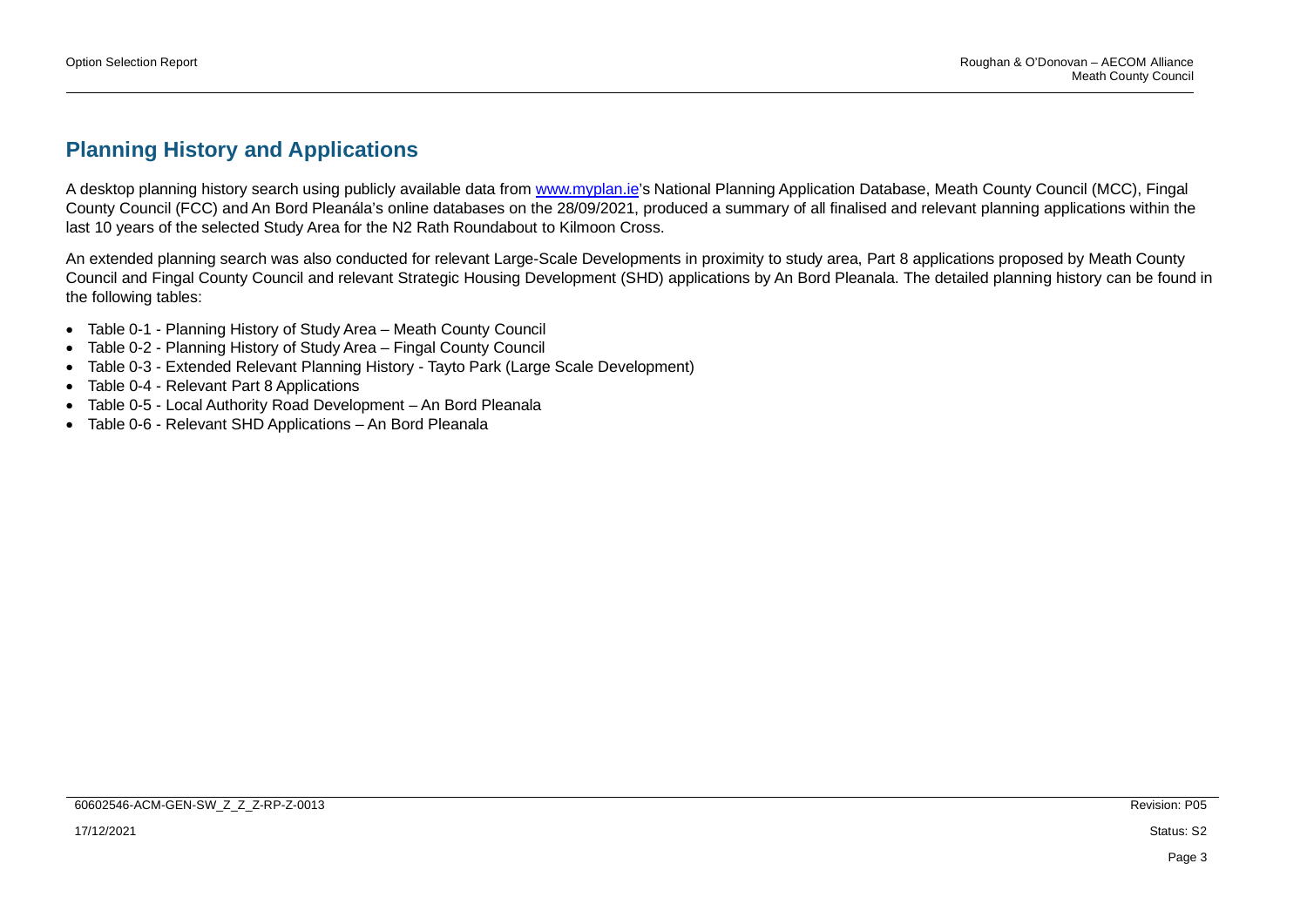## Planning History and Applications

A desktop planning history search using publicly available data from www.myplan.ie's National Planning Application Database, Meath County Council (MCC), Fingal County Council (FCC) and An Bord Pleanála's online databases on the 28/09/2021, produced a summary of all finalised and relevant planning applications within the last 10 years of the selected Study Area for the N2 Rath Roundabout to Kilmoon Cross.

An extended planning search was also conducted for relevant Large-Scale Developments in proximity to study area, Part 8 applications proposed by Meath County Council and Fingal County Council and relevant Strategic Housing Development (SHD) applications by An Bord Pleanala. The detailed planning history can be found in the following tables:

- Table 0-1 - Planning History of Study Area – Meath County Council
- Table 0-2 - Planning History of Study Area – Fingal County Council
- Table 0-3 - Extended Relevant Planning History - Tayto Park (Large Scale Development)
- Table 0-4 - Relevant Part 8 Applications
- Table 0-5 - Local Authority Road Development – An Bord Pleanala
- Table 0-6 - Relevant SHD Applications – An Bord Pleanala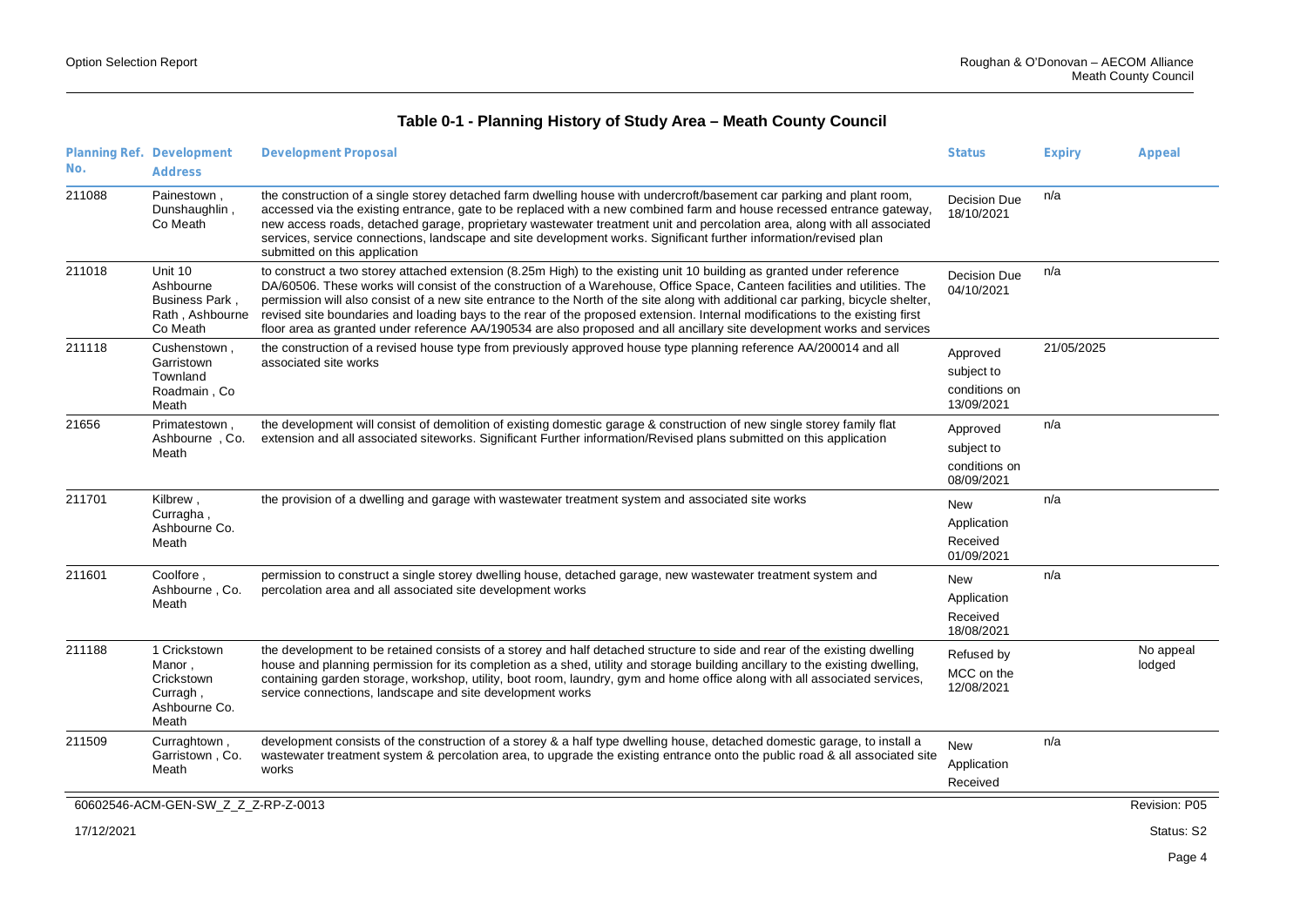## Table 0-1 - Planning History of Study Area – Meath County Council

| Planning Ref. No. | Development Address | Development Proposal | Status | Expiry | Appeal |
|---|---|---|---|---|---|
| 211088 | Painestown , Dunshaughlin , Co Meath | the construction of a single storey detached farm dwelling house with undercroft/basement car parking and plant room, accessed via the existing entrance, gate to be replaced with a new combined farm and house recessed entrance gateway, new access roads, detached garage, proprietary wastewater treatment unit and percolation area, along with all associated services, service connections, landscape and site development works. Significant further information/revised plan submitted on this application | Decision Due 18/10/2021 | n/a | |
| 211018 | Unit 10 Ashbourne Business Park , Rath , Ashbourne Co Meath | to construct a two storey attached extension (8.25m High) to the existing unit 10 building as granted under reference DA/60506. These works will consist of the construction of a Warehouse, Office Space, Canteen facilities and utilities. The permission will also consist of a new site entrance to the North of the site along with additional car parking, bicycle shelter, revised site boundaries and loading bays to the rear of the proposed extension. Internal modifications to the existing first floor area as granted under reference AA/190534 are also proposed and all ancillary site development works and services | Decision Due 04/10/2021 | n/a | |
| 211118 | Cushenstown , Garristown Townland Roadmain , Co Meath | the construction of a revised house type from previously approved house type planning reference AA/200014 and all associated site works | Approved subject to conditions on 13/09/2021 | 21/05/2025 | |
| 21656 | Primatestown , Ashbourne , Co. Meath | the development will consist of demolition of existing domestic garage & construction of new single storey family flat extension and all associated siteworks. Significant Further information/Revised plans submitted on this application | Approved subject to conditions on 08/09/2021 | n/a | |
| 211701 | Kilbrew , Curragha , Ashbourne Co. Meath | the provision of a dwelling and garage with wastewater treatment system and associated site works | New Application Received 01/09/2021 | n/a | |
| 211601 | Coolfore , Ashbourne , Co. Meath | permission to construct a single storey dwelling house, detached garage, new wastewater treatment system and percolation area and all associated site development works | New Application Received 18/08/2021 | n/a | |
| 211188 | 1 Crickstown Manor , Crickstown Curragh , Ashbourne Co. Meath | the development to be retained consists of a storey and half detached structure to side and rear of the existing dwelling house and planning permission for its completion as a shed, utility and storage building ancillary to the existing dwelling, containing garden storage, workshop, utility, boot room, laundry, gym and home office along with all associated services, service connections, landscape and site development works | Refused by MCC on the 12/08/2021 | | No appeal lodged |
| 211509 | Curraghtown , Garristown , Co. Meath | development consists of the construction of a storey & a half type dwelling house, detached domestic garage, to install a wastewater treatment system & percolation area, to upgrade the existing entrance onto the public road & all associated site works | New Application Received | n/a | |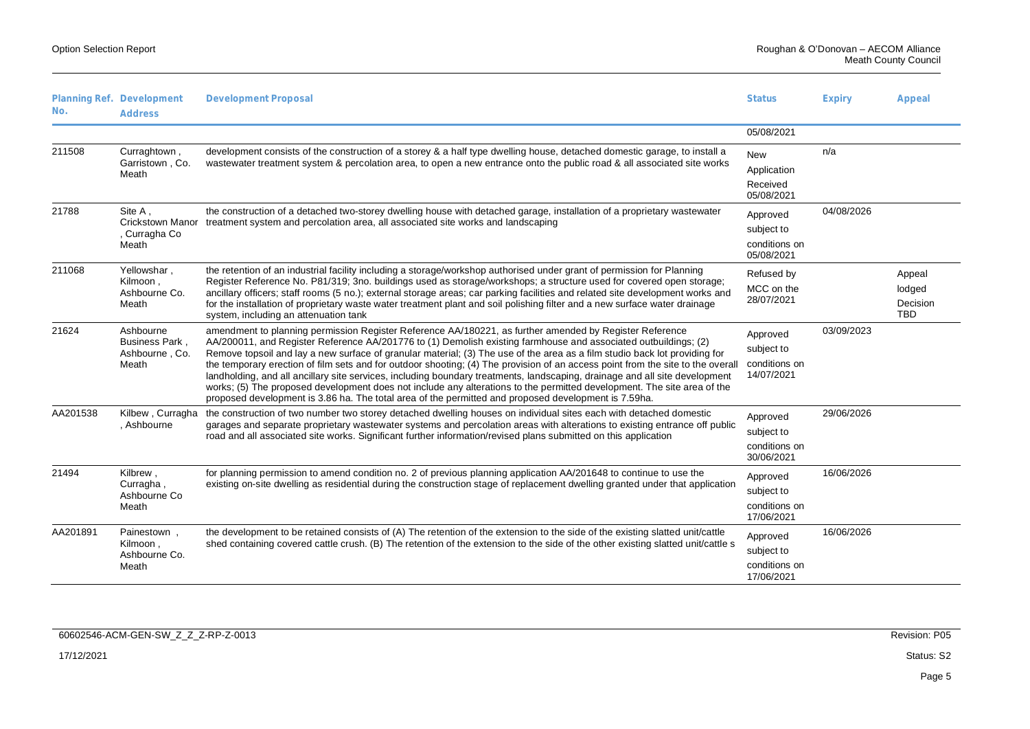| Planning Ref. No. | Development Address | Development Proposal | Status | Expiry | Appeal |
|---|---|---|---|---|---|
| | | | 05/08/2021 | | |
| 211508 | Curraghtown , Garristown , Co. Meath | development consists of the construction of a storey & a half type dwelling house, detached domestic garage, to install a wastewater treatment system & percolation area, to open a new entrance onto the public road & all associated site works | New Application Received 05/08/2021 | n/a | |
| 21788 | Site A , Crickstown Manor , Curragha Co Meath | the construction of a detached two-storey dwelling house with detached garage, installation of a proprietary wastewater treatment system and percolation area, all associated site works and landscaping | Approved subject to conditions on 05/08/2021 | 04/08/2026 | |
| 211068 | Yellowshar , Kilmoon , Ashbourne Co. Meath | the retention of an industrial facility including a storage/workshop authorised under grant of permission for Planning Register Reference No. P81/319; 3no. buildings used as storage/workshops; a structure used for covered open storage; ancillary officers; staff rooms (5 no.); external storage areas; car parking facilities and related site development works and for the installation of proprietary waste water treatment plant and soil polishing filter and a new surface water drainage system, including an attenuation tank | Refused by MCC on the 28/07/2021 | | Appeal lodged Decision TBD |
| 21624 | Ashbourne Business Park , Ashbourne , Co. Meath | amendment to planning permission Register Reference AA/180221, as further amended by Register Reference AA/200011, and Register Reference AA/201776 to (1) Demolish existing farmhouse and associated outbuildings; (2) Remove topsoil and lay a new surface of granular material; (3) The use of the area as a film studio back lot providing for the temporary erection of film sets and for outdoor shooting; (4) The provision of an access point from the site to the overall landholding, and all ancillary site services, including boundary treatments, landscaping, drainage and all site development works; (5) The proposed development does not include any alterations to the permitted development. The site area of the proposed development is 3.86 ha. The total area of the permitted and proposed development is 7.59ha. | Approved subject to conditions on 14/07/2021 | 03/09/2023 | |
| AA201538 | Kilbew , Curragha , Ashbourne | the construction of two number two storey detached dwelling houses on individual sites each with detached domestic garages and separate proprietary wastewater systems and percolation areas with alterations to existing entrance off public road and all associated site works. Significant further information/revised plans submitted on this application | Approved subject to conditions on 30/06/2021 | 29/06/2026 | |
| 21494 | Kilbrew , Curragha , Ashbourne Co Meath | for planning permission to amend condition no. 2 of previous planning application AA/201648 to continue to use the existing on-site dwelling as residential during the construction stage of replacement dwelling granted under that application | Approved subject to conditions on 17/06/2021 | 16/06/2026 | |
| AA201891 | Painestown , Kilmoon , Ashbourne Co. Meath | the development to be retained consists of (A) The retention of the extension to the side of the existing slatted unit/cattle shed containing covered cattle crush. (B) The retention of the extension to the side of the other existing slatted unit/cattle s | Approved subject to conditions on 17/06/2021 | 16/06/2026 | |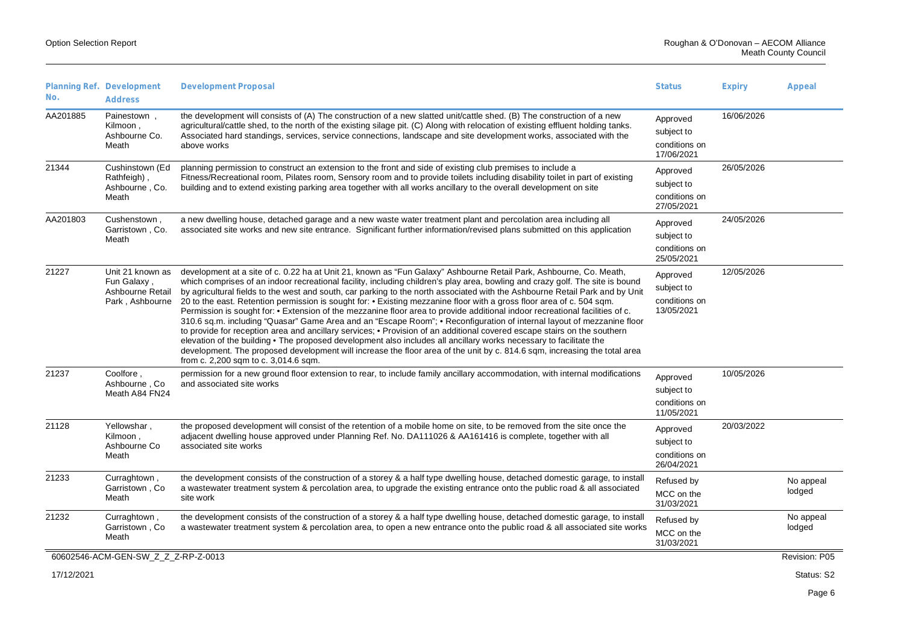| Planning Ref. No. | Development Address | Development Proposal | Status | Expiry | Appeal |
|---|---|---|---|---|---|
| AA201885 | Painestown , Kilmoon , Ashbourne Co. Meath | the development will consists of (A) The construction of a new slatted unit/cattle shed. (B) The construction of a new agricultural/cattle shed, to the north of the existing silage pit. (C) Along with relocation of existing effluent holding tanks. Associated hard standings, services, service connections, landscape and site development works, associated with the above works | Approved subject to conditions on 17/06/2021 | 16/06/2026 | |
| 21344 | Cushinstown (Ed Rathfeigh) , Ashbourne , Co. Meath | planning permission to construct an extension to the front and side of existing club premises to include a Fitness/Recreational room, Pilates room, Sensory room and to provide toilets including disability toilet in part of existing building and to extend existing parking area together with all works ancillary to the overall development on site | Approved subject to conditions on 27/05/2021 | 26/05/2026 | |
| AA201803 | Cushenstown , Garristown , Co. Meath | a new dwelling house, detached garage and a new waste water treatment plant and percolation area including all associated site works and new site entrance. Significant further information/revised plans submitted on this application | Approved subject to conditions on 25/05/2021 | 24/05/2026 | |
| 21227 | Unit 21 known as Fun Galaxy , Ashbourne Retail Park , Ashbourne | development at a site of c. 0.22 ha at Unit 21, known as "Fun Galaxy" Ashbourne Retail Park, Ashbourne, Co. Meath, which comprises of an indoor recreational facility, including children's play area, bowling and crazy golf. The site is bound by agricultural fields to the west and south, car parking to the north associated with the Ashbourne Retail Park and by Unit 20 to the east. Retention permission is sought for: • Existing mezzanine floor with a gross floor area of c. 504 sqm. Permission is sought for: • Extension of the mezzanine floor area to provide additional indoor recreational facilities of c. 310.6 sq.m. including "Quasar" Game Area and an "Escape Room"; • Reconfiguration of internal layout of mezzanine floor to provide for reception area and ancillary services; • Provision of an additional covered escape stairs on the southern elevation of the building • The proposed development also includes all ancillary works necessary to facilitate the development. The proposed development will increase the floor area of the unit by c. 814.6 sqm, increasing the total area from c. 2,200 sqm to c. 3,014.6 sqm. | Approved subject to conditions on 13/05/2021 | 12/05/2026 | |
| 21237 | Coolfore , Ashbourne , Co Meath A84 FN24 | permission for a new ground floor extension to rear, to include family ancillary accommodation, with internal modifications and associated site works | Approved subject to conditions on 11/05/2021 | 10/05/2026 | |
| 21128 | Yellowshar , Kilmoon , Ashbourne Co Meath | the proposed development will consist of the retention of a mobile home on site, to be removed from the site once the adjacent dwelling house approved under Planning Ref. No. DA111026 & AA161416 is complete, together with all associated site works | Approved subject to conditions on 26/04/2021 | 20/03/2022 | |
| 21233 | Curraghtown , Garristown , Co Meath | the development consists of the construction of a storey & a half type dwelling house, detached domestic garage, to install a wastewater treatment system & percolation area, to upgrade the existing entrance onto the public road & all associated site work | Refused by MCC on the 31/03/2021 | | No appeal lodged |
| 21232 | Curraghtown , Garristown , Co Meath | the development consists of the construction of a storey & a half type dwelling house, detached domestic garage, to install a wastewater treatment system & percolation area, to open a new entrance onto the public road & all associated site works | Refused by MCC on the 31/03/2021 | | No appeal lodged |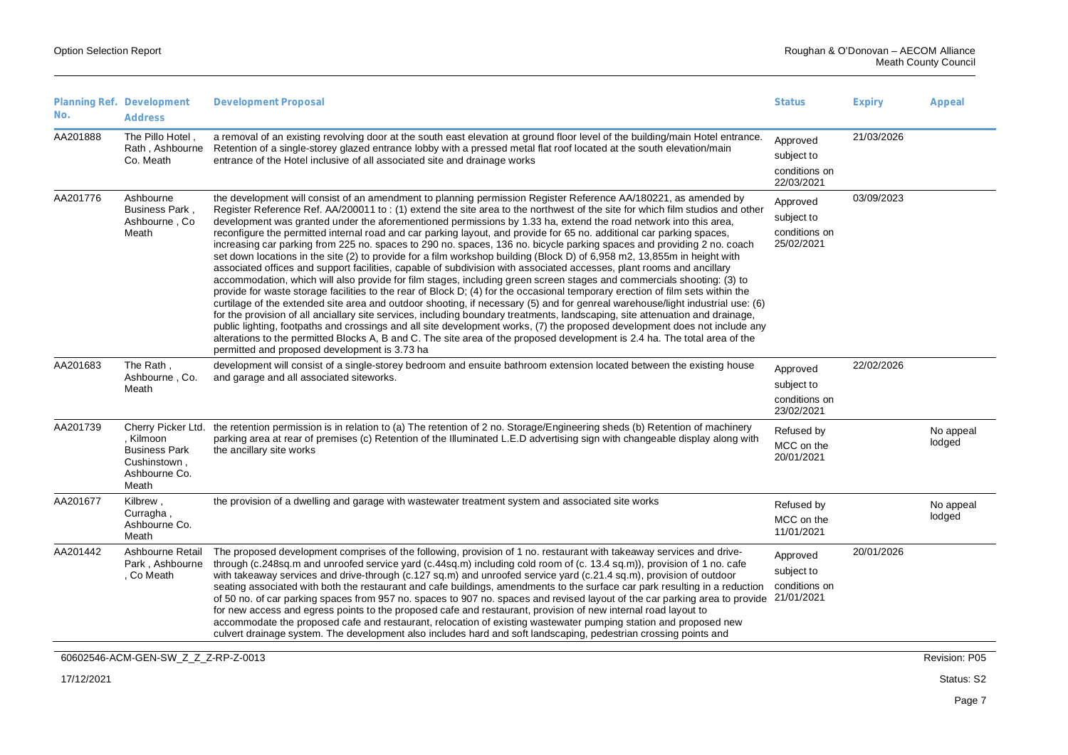| Planning Ref. No. | Development Address | Development Proposal | Status | Expiry | Appeal |
|---|---|---|---|---|---|
| AA201888 | The Pillo Hotel , Rath , Ashbourne Co. Meath | a removal of an existing revolving door at the south east elevation at ground floor level of the building/main Hotel entrance. Retention of a single-storey glazed entrance lobby with a pressed metal flat roof located at the south elevation/main entrance of the Hotel inclusive of all associated site and drainage works | Approved subject to conditions on 22/03/2021 | 21/03/2026 | |
| AA201776 | Ashbourne Business Park , Ashbourne , Co Meath | the development will consist of an amendment to planning permission Register Reference AA/180221, as amended by Register Reference Ref. AA/200011 to : (1) extend the site area to the northwest of the site for which film studios and other development was granted under the aforementioned permissions by 1.33 ha, extend the road network into this area, reconfigure the permitted internal road and car parking layout, and provide for 65 no. additional car parking spaces, increasing car parking from 225 no. spaces to 290 no. spaces, 136 no. bicycle parking spaces and providing 2 no. coach set down locations in the site (2) to provide for a film workshop building (Block D) of 6,958 m2, 13,855m in height with associated offices and support facilities, capable of subdivision with associated accesses, plant rooms and ancillary accommodation, which will also provide for film stages, including green screen stages and commercials shooting: (3) to provide for waste storage facilities to the rear of Block D; (4) for the occasional temporary erection of film sets within the curtilage of the extended site area and outdoor shooting, if necessary (5) and for genreal warehouse/light industrial use: (6) for the provision of all anciallary site services, including boundary treatments, landscaping, site attenuation and drainage, public lighting, footpaths and crossings and all site development works, (7) the proposed development does not include any alterations to the permitted Blocks A, B and C. The site area of the proposed development is 2.4 ha. The total area of the permitted and proposed development is 3.73 ha | Approved subject to conditions on 25/02/2021 | 03/09/2023 | |
| AA201683 | The Rath , Ashbourne , Co. Meath | development will consist of a single-storey bedroom and ensuite bathroom extension located between the existing house and garage and all associated siteworks. | Approved subject to conditions on 23/02/2021 | 22/02/2026 | |
| AA201739 | Cherry Picker Ltd. , Kilmoon Business Park Cushinstown , Ashbourne Co. Meath | the retention permission is in relation to (a) The retention of 2 no. Storage/Engineering sheds (b) Retention of machinery parking area at rear of premises (c) Retention of the Illuminated L.E.D advertising sign with changeable display along with the ancillary site works | Refused by MCC on the 20/01/2021 | | No appeal lodged |
| AA201677 | Kilbrew , Curragha , Ashbourne Co. Meath | the provision of a dwelling and garage with wastewater treatment system and associated site works | Refused by MCC on the 11/01/2021 | | No appeal lodged |
| AA201442 | Ashbourne Retail Park , Ashbourne , Co Meath | The proposed development comprises of the following, provision of 1 no. restaurant with takeaway services and drive-through (c.248sq.m and unroofed service yard (c.44sq.m) including cold room of (c. 13.4 sq.m)), provision of 1 no. cafe with takeaway services and drive-through (c.127 sq.m) and unroofed service yard (c.21.4 sq.m), provision of outdoor seating associated with both the restaurant and cafe buildings, amendments to the surface car park resulting in a reduction of 50 no. of car parking spaces from 957 no. spaces to 907 no. spaces and revised layout of the car parking area to provide for new access and egress points to the proposed cafe and restaurant, provision of new internal road layout to accommodate the proposed cafe and restaurant, relocation of existing wastewater pumping station and proposed new culvert drainage system. The development also includes hard and soft landscaping, pedestrian crossing points and | Approved subject to conditions on 21/01/2021 | 20/01/2026 | |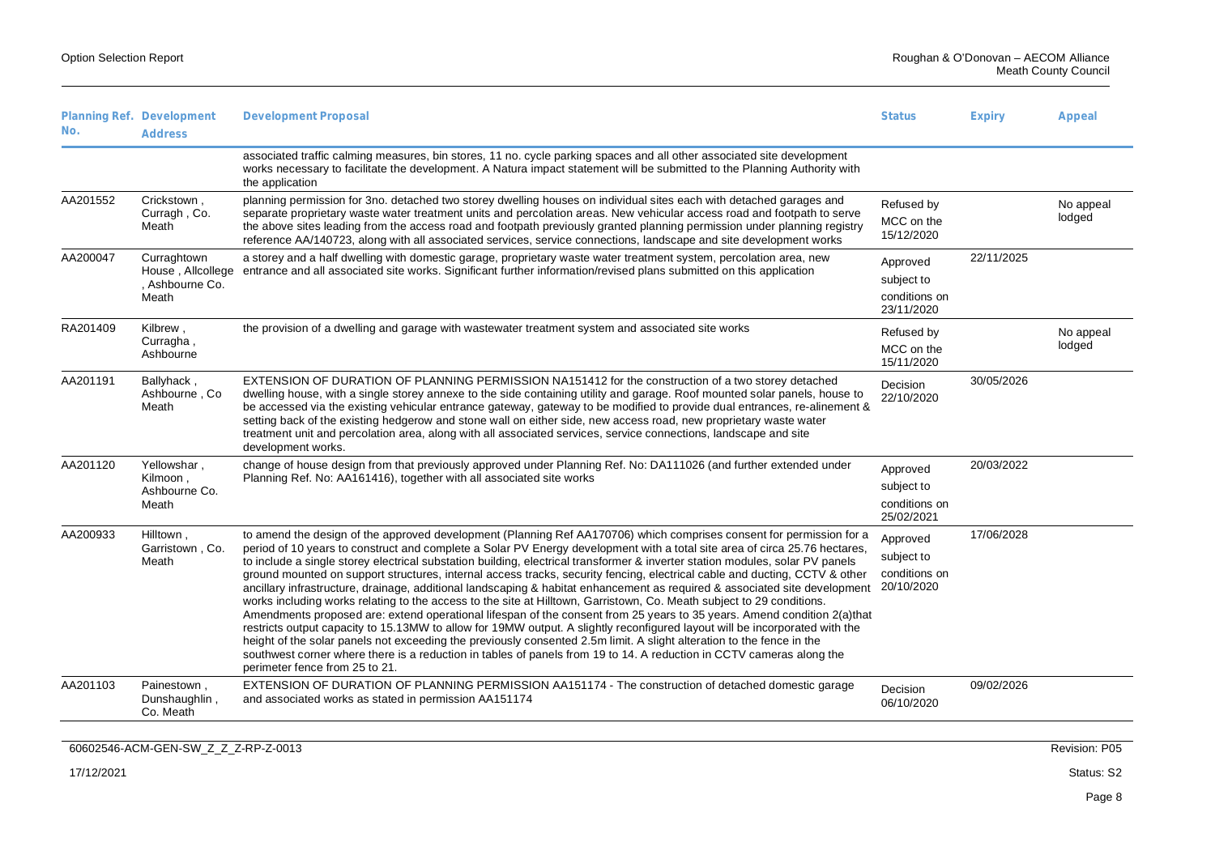| Planning Ref. No. | Development Address | Development Proposal | Status | Expiry | Appeal |
|---|---|---|---|---|---|
| | | associated traffic calming measures, bin stores, 11 no. cycle parking spaces and all other associated site development works necessary to facilitate the development. A Natura impact statement will be submitted to the Planning Authority with the application | | | |
| AA201552 | Crickstown , Curragh , Co. Meath | planning permission for 3no. detached two storey dwelling houses on individual sites each with detached garages and separate proprietary waste water treatment units and percolation areas. New vehicular access road and footpath to serve the above sites leading from the access road and footpath previously granted planning permission under planning registry reference AA/140723, along with all associated services, service connections, landscape and site development works | Refused by MCC on the 15/12/2020 | | No appeal lodged |
| AA200047 | Curraghtown House , Allcollege , Ashbourne Co. Meath | a storey and a half dwelling with domestic garage, proprietary waste water treatment system, percolation area, new entrance and all associated site works. Significant further information/revised plans submitted on this application | Approved subject to conditions on 23/11/2020 | 22/11/2025 | |
| RA201409 | Kilbrew , Curragha , Ashbourne | the provision of a dwelling and garage with wastewater treatment system and associated site works | Refused by MCC on the 15/11/2020 | | No appeal lodged |
| AA201191 | Ballyhack , Ashbourne , Co Meath | EXTENSION OF DURATION OF PLANNING PERMISSION NA151412 for the construction of a two storey detached dwelling house, with a single storey annexe to the side containing utility and garage. Roof mounted solar panels, house to be accessed via the existing vehicular entrance gateway, gateway to be modified to provide dual entrances, re-alinement & setting back of the existing hedgerow and stone wall on either side, new access road, new proprietary waste water treatment unit and percolation area, along with all associated services, service connections, landscape and site development works. | Decision 22/10/2020 | 30/05/2026 | |
| AA201120 | Yellowshar , Kilmoon , Ashbourne Co. Meath | change of house design from that previously approved under Planning Ref. No: DA111026 (and further extended under Planning Ref. No: AA161416), together with all associated site works | Approved subject to conditions on 25/02/2021 | 20/03/2022 | |
| AA200933 | Hilltown , Garristown , Co. Meath | to amend the design of the approved development (Planning Ref AA170706) which comprises consent for permission for a period of 10 years to construct and complete a Solar PV Energy development with a total site area of circa 25.76 hectares, to include a single storey electrical substation building, electrical transformer & inverter station modules, solar PV panels ground mounted on support structures, internal access tracks, security fencing, electrical cable and ducting, CCTV & other ancillary infrastructure, drainage, additional landscaping & habitat enhancement as required & associated site development works including works relating to the access to the site at Hilltown, Garristown, Co. Meath subject to 29 conditions. Amendments proposed are: extend operational lifespan of the consent from 25 years to 35 years. Amend condition 2(a)that restricts output capacity to 15.13MW to allow for 19MW output. A slightly reconfigured layout will be incorporated with the height of the solar panels not exceeding the previously consented 2.5m limit. A slight alteration to the fence in the southwest corner where there is a reduction in tables of panels from 19 to 14. A reduction in CCTV cameras along the perimeter fence from 25 to 21. | Approved subject to conditions on 20/10/2020 | 17/06/2028 | |
| AA201103 | Painestown , Dunshaughlin , Co. Meath | EXTENSION OF DURATION OF PLANNING PERMISSION AA151174 - The construction of detached domestic garage and associated works as stated in permission AA151174 | Decision 06/10/2020 | 09/02/2026 | |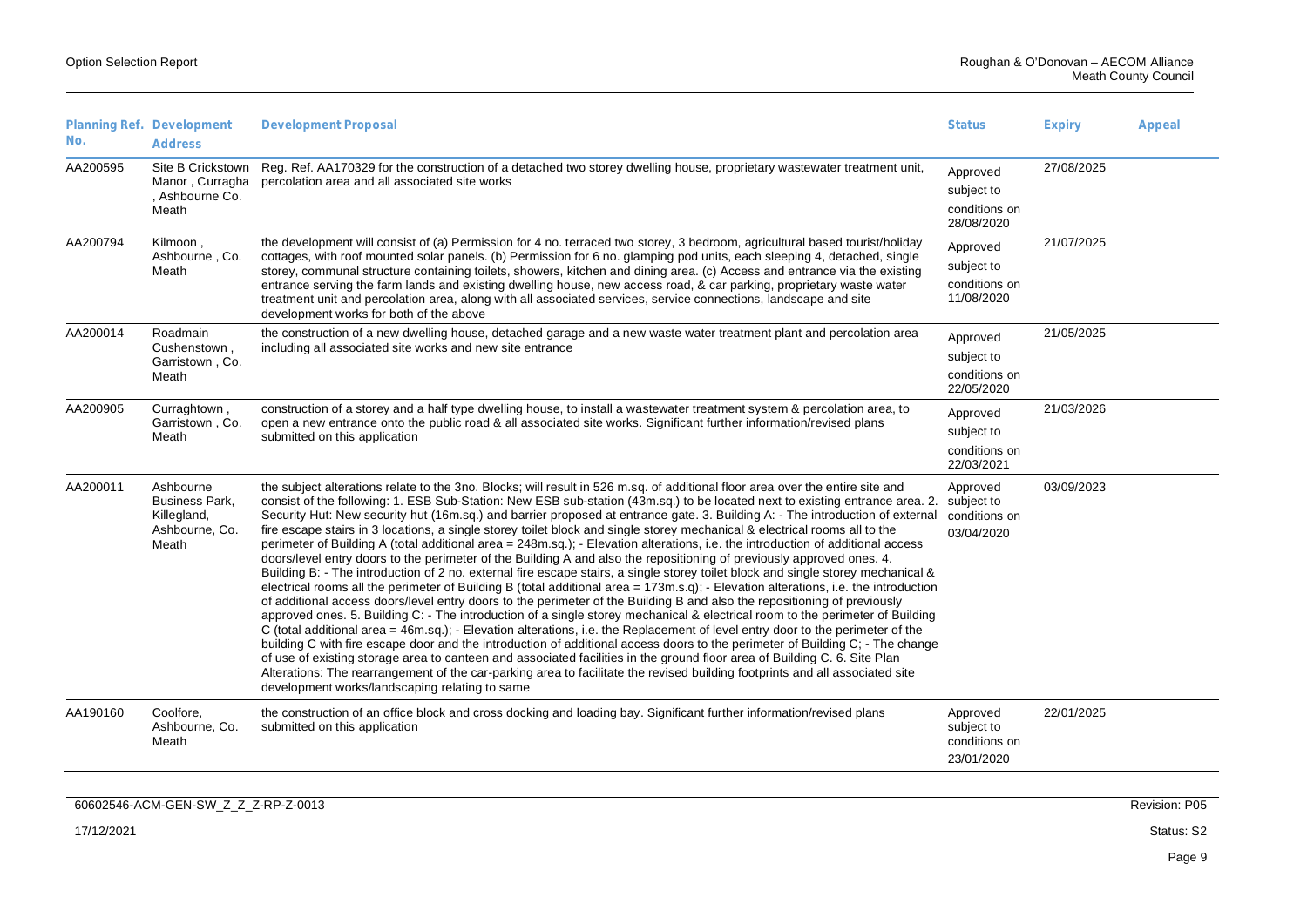| Planning Ref. No. | Development Address | Development Proposal | Status | Expiry | Appeal |
|---|---|---|---|---|---|
| AA200595 | Site B Crickstown Manor , Curragha , Ashbourne Co. Meath | Reg. Ref. AA170329 for the construction of a detached two storey dwelling house, proprietary wastewater treatment unit, percolation area and all associated site works | Approved subject to conditions on 28/08/2020 | 27/08/2025 | |
| AA200794 | Kilmoon , Ashbourne , Co. Meath | the development will consist of (a) Permission for 4 no. terraced two storey, 3 bedroom, agricultural based tourist/holiday cottages, with roof mounted solar panels. (b) Permission for 6 no. glamping pod units, each sleeping 4, detached, single storey, communal structure containing toilets, showers, kitchen and dining area. (c) Access and entrance via the existing entrance serving the farm lands and existing dwelling house, new access road, & car parking, proprietary waste water treatment unit and percolation area, along with all associated services, service connections, landscape and site development works for both of the above | Approved subject to conditions on 11/08/2020 | 21/07/2025 | |
| AA200014 | Roadmain Cushenstown , Garristown , Co. Meath | the construction of a new dwelling house, detached garage and a new waste water treatment plant and percolation area including all associated site works and new site entrance | Approved subject to conditions on 22/05/2020 | 21/05/2025 | |
| AA200905 | Curraghtown , Garristown , Co. Meath | construction of a storey and a half type dwelling house, to install a wastewater treatment system & percolation area, to open a new entrance onto the public road & all associated site works. Significant further information/revised plans submitted on this application | Approved subject to conditions on 22/03/2021 | 21/03/2026 | |
| AA200011 | Ashbourne Business Park, Killegland, Ashbourne, Co. Meath | the subject alterations relate to the 3no. Blocks; will result in 526 m.sq. of additional floor area over the entire site and consist of the following: 1. ESB Sub-Station: New ESB sub-station (43m.sq.) to be located next to existing entrance area. 2. Security Hut: New security hut (16m.sq.) and barrier proposed at entrance gate. 3. Building A: - The introduction of external fire escape stairs in 3 locations, a single storey toilet block and single storey mechanical & electrical rooms all to the perimeter of Building A (total additional area = 248m.sq.); - Elevation alterations, i.e. the introduction of additional access doors/level entry doors to the perimeter of the Building A and also the repositioning of previously approved ones. 4. Building B: - The introduction of 2 no. external fire escape stairs, a single storey toilet block and single storey mechanical & electrical rooms all the perimeter of Building B (total additional area = 173m.s.q); - Elevation alterations, i.e. the introduction of additional access doors/level entry doors to the perimeter of the Building B and also the repositioning of previously approved ones. 5. Building C: - The introduction of a single storey mechanical & electrical room to the perimeter of Building C (total additional area = 46m.sq.); - Elevation alterations, i.e. the Replacement of level entry door to the perimeter of the building C with fire escape door and the introduction of additional access doors to the perimeter of Building C; - The change of use of existing storage area to canteen and associated facilities in the ground floor area of Building C. 6. Site Plan Alterations: The rearrangement of the car-parking area to facilitate the revised building footprints and all associated site development works/landscaping relating to same | Approved subject to conditions on 03/04/2020 | 03/09/2023 | |
| AA190160 | Coolfore, Ashbourne, Co. Meath | the construction of an office block and cross docking and loading bay. Significant further information/revised plans submitted on this application | Approved subject to conditions on 23/01/2020 | 22/01/2025 | |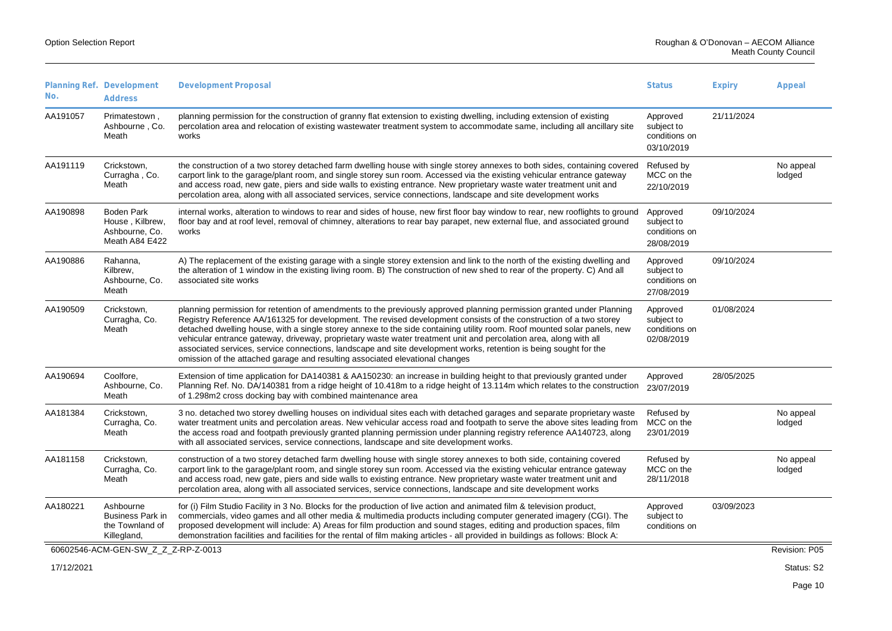| Planning Ref. No. | Development Address | Development Proposal | Status | Expiry | Appeal |
|---|---|---|---|---|---|
| AA191057 | Primatestown , Ashbourne , Co. Meath | planning permission for the construction of granny flat extension to existing dwelling, including extension of existing percolation area and relocation of existing wastewater treatment system to accommodate same, including all ancillary site works | Approved subject to conditions on 03/10/2019 | 21/11/2024 | |
| AA191119 | Crickstown, Curragha , Co. Meath | the construction of a two storey detached farm dwelling house with single storey annexes to both sides, containing covered carport link to the garage/plant room, and single storey sun room. Accessed via the existing vehicular entrance gateway and access road, new gate, piers and side walls to existing entrance. New proprietary waste water treatment unit and percolation area, along with all associated services, service connections, landscape and site development works | Refused by MCC on the 22/10/2019 | | No appeal lodged |
| AA190898 | Boden Park House , Kilbrew, Ashbourne, Co. Meath A84 E422 | internal works, alteration to windows to rear and sides of house, new first floor bay window to rear, new rooflights to ground floor bay and at roof level, removal of chimney, alterations to rear bay parapet, new external flue, and associated ground works | Approved subject to conditions on 28/08/2019 | 09/10/2024 | |
| AA190886 | Rahanna, Kilbrew, Ashbourne, Co. Meath | A) The replacement of the existing garage with a single storey extension and link to the north of the existing dwelling and the alteration of 1 window in the existing living room. B) The construction of new shed to rear of the property. C) And all associated site works | Approved subject to conditions on 27/08/2019 | 09/10/2024 | |
| AA190509 | Crickstown, Curragha, Co. Meath | planning permission for retention of amendments to the previously approved planning permission granted under Planning Registry Reference AA/161325 for development. The revised development consists of the construction of a two storey detached dwelling house, with a single storey annexe to the side containing utility room. Roof mounted solar panels, new vehicular entrance gateway, driveway, proprietary waste water treatment unit and percolation area, along with all associated services, service connections, landscape and site development works, retention is being sought for the omission of the attached garage and resulting associated elevational changes | Approved subject to conditions on 02/08/2019 | 01/08/2024 | |
| AA190694 | Coolfore, Ashbourne, Co. Meath | Extension of time application for DA140381 & AA150230: an increase in building height to that previously granted under Planning Ref. No. DA/140381 from a ridge height of 10.418m to a ridge height of 13.114m which relates to the construction of 1.298m2 cross docking bay with combined maintenance area | Approved 23/07/2019 | 28/05/2025 | |
| AA181384 | Crickstown, Curragha, Co. Meath | 3 no. detached two storey dwelling houses on individual sites each with detached garages and separate proprietary waste water treatment units and percolation areas. New vehicular access road and footpath to serve the above sites leading from the access road and footpath previously granted planning permission under planning registry reference AA140723, along with all associated services, service connections, landscape and site development works. | Refused by MCC on the 23/01/2019 | | No appeal lodged |
| AA181158 | Crickstown, Curragha, Co. Meath | construction of a two storey detached farm dwelling house with single storey annexes to both side, containing covered carport link to the garage/plant room, and single storey sun room. Accessed via the existing vehicular entrance gateway and access road, new gate, piers and side walls to existing entrance. New proprietary waste water treatment unit and percolation area, along with all associated services, service connections, landscape and site development works | Refused by MCC on the 28/11/2018 | | No appeal lodged |
| AA180221 | Ashbourne Business Park in the Townland of Killegland, | for (i) Film Studio Facility in 3 No. Blocks for the production of live action and animated film & television product, commercials, video games and all other media & multimedia products including computer generated imagery (CGI). The proposed development will include: A) Areas for film production and sound stages, editing and production spaces, film demonstration facilities and facilities for the rental of film making articles - all provided in buildings as follows: Block A: | Approved subject to conditions on | 03/09/2023 | |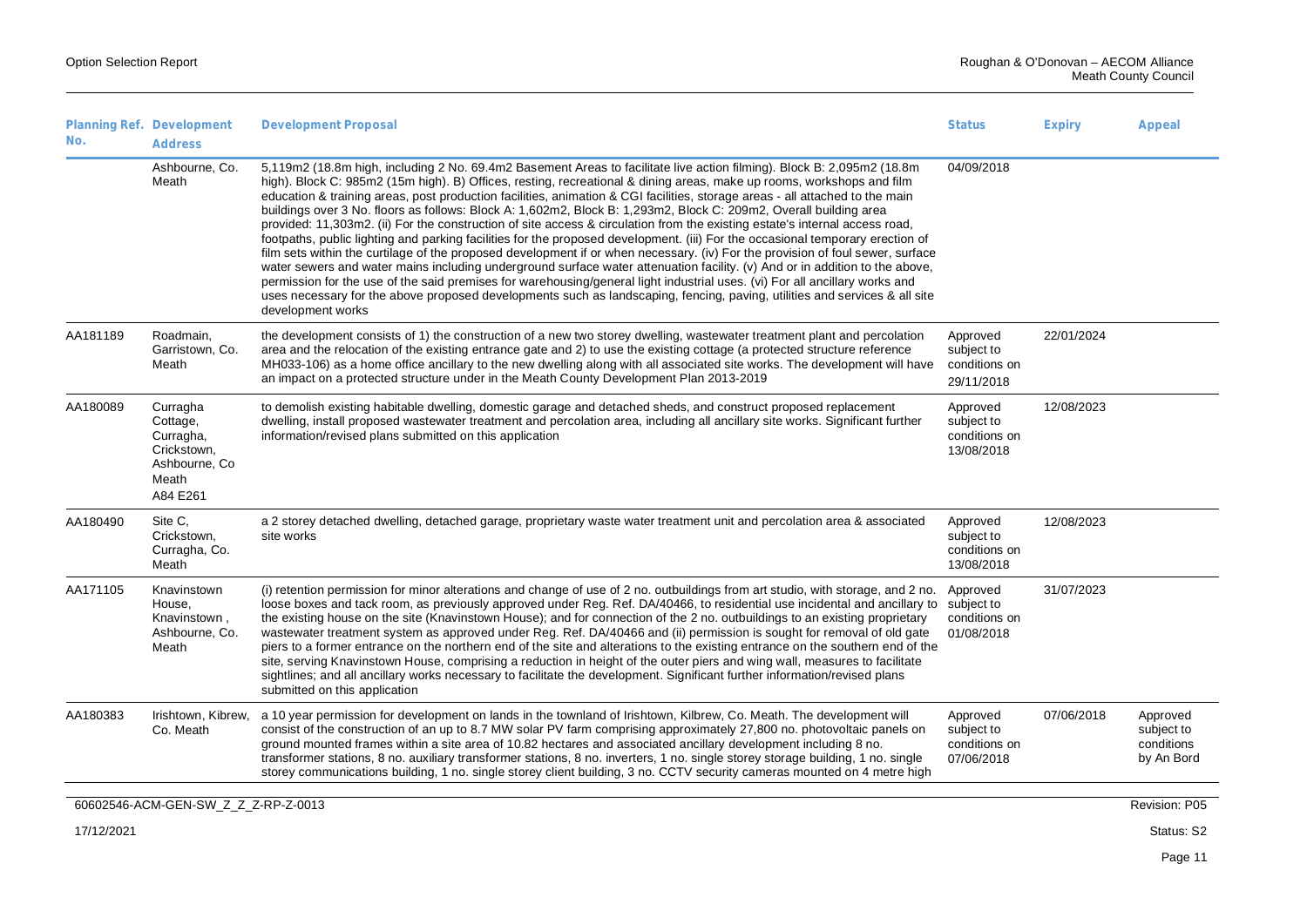| Planning Ref. No. | Development Address | Development Proposal | Status | Expiry | Appeal |
|---|---|---|---|---|---|
| | Ashbourne, Co. Meath | 5,119m2 (18.8m high, including 2 No. 69.4m2 Basement Areas to facilitate live action filming). Block B: 2,095m2 (18.8m high). Block C: 985m2 (15m high). B) Offices, resting, recreational & dining areas, make up rooms, workshops and film education & training areas, post production facilities, animation & CGI facilities, storage areas - all attached to the main buildings over 3 No. floors as follows: Block A: 1,602m2, Block B: 1,293m2, Block C: 209m2, Overall building area provided: 11,303m2. (ii) For the construction of site access & circulation from the existing estate's internal access road, footpaths, public lighting and parking facilities for the proposed development. (iii) For the occasional temporary erection of film sets within the curtilage of the proposed development if or when necessary. (iv) For the provision of foul sewer, surface water sewers and water mains including underground surface water attenuation facility. (v) And or in addition to the above, permission for the use of the said premises for warehousing/general light industrial uses. (vi) For all ancillary works and uses necessary for the above proposed developments such as landscaping, fencing, paving, utilities and services & all site development works | 04/09/2018 | | |
| AA181189 | Roadmain, Garristown, Co. Meath | the development consists of 1) the construction of a new two storey dwelling, wastewater treatment plant and percolation area and the relocation of the existing entrance gate and 2) to use the existing cottage (a protected structure reference MH033-106) as a home office ancillary to the new dwelling along with all associated site works. The development will have an impact on a protected structure under in the Meath County Development Plan 2013-2019 | Approved subject to conditions on 29/11/2018 | 22/01/2024 | |
| AA180089 | Curragha Cottage, Curragha, Crickstown, Ashbourne, Co Meath A84 E261 | to demolish existing habitable dwelling, domestic garage and detached sheds, and construct proposed replacement dwelling, install proposed wastewater treatment and percolation area, including all ancillary site works. Significant further information/revised plans submitted on this application | Approved subject to conditions on 13/08/2018 | 12/08/2023 | |
| AA180490 | Site C, Crickstown, Curragha, Co. Meath | a 2 storey detached dwelling, detached garage, proprietary waste water treatment unit and percolation area & associated site works | Approved subject to conditions on 13/08/2018 | 12/08/2023 | |
| AA171105 | Knavinstown House, Knavinstown , Ashbourne, Co. Meath | (i) retention permission for minor alterations and change of use of 2 no. outbuildings from art studio, with storage, and 2 no. loose boxes and tack room, as previously approved under Reg. Ref. DA/40466, to residential use incidental and ancillary to the existing house on the site (Knavinstown House); and for connection of the 2 no. outbuildings to an existing proprietary wastewater treatment system as approved under Reg. Ref. DA/40466 and (ii) permission is sought for removal of old gate piers to a former entrance on the northern end of the site and alterations to the existing entrance on the southern end of the site, serving Knavinstown House, comprising a reduction in height of the outer piers and wing wall, measures to facilitate sightlines; and all ancillary works necessary to facilitate the development. Significant further information/revised plans submitted on this application | Approved subject to conditions on 01/08/2018 | 31/07/2023 | |
| AA180383 | Irishtown, Kibrew, Co. Meath | a 10 year permission for development on lands in the townland of Irishtown, Kilbrew, Co. Meath. The development will consist of the construction of an up to 8.7 MW solar PV farm comprising approximately 27,800 no. photovoltaic panels on ground mounted frames within a site area of 10.82 hectares and associated ancillary development including 8 no. transformer stations, 8 no. auxiliary transformer stations, 8 no. inverters, 1 no. single storey storage building, 1 no. single storey communications building, 1 no. single storey client building, 3 no. CCTV security cameras mounted on 4 metre high | Approved subject to conditions on 07/06/2018 | 07/06/2018 | Approved subject to conditions by An Bord |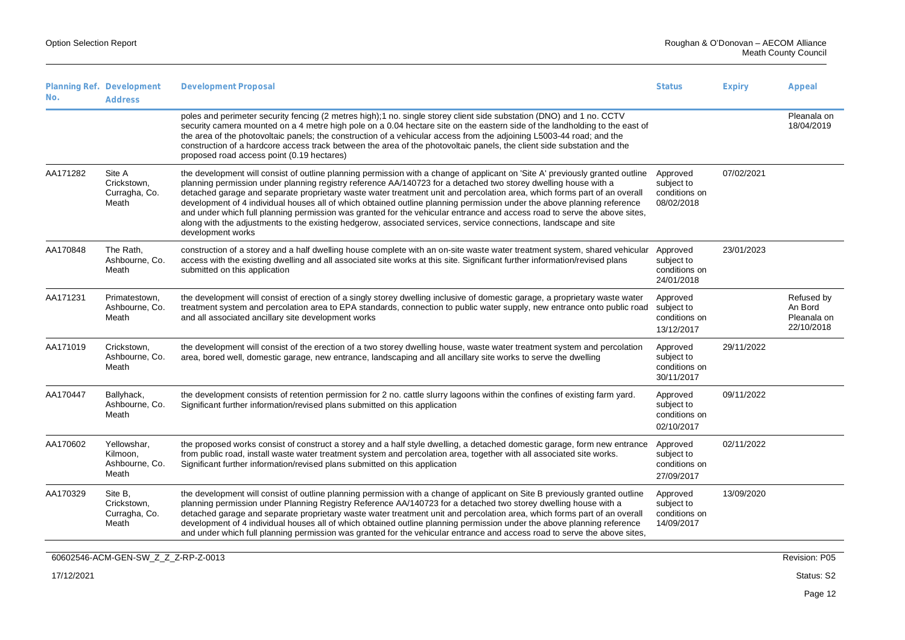| Planning Ref. No. | Development Address | Development Proposal | Status | Expiry | Appeal |
|---|---|---|---|---|---|
| | | poles and perimeter security fencing (2 metres high);1 no. single storey client side substation (DNO) and 1 no. CCTV security camera mounted on a 4 metre high pole on a 0.04 hectare site on the eastern side of the landholding to the east of the area of the photovoltaic panels; the construction of a vehicular access from the adjoining L5003-44 road; and the construction of a hardcore access track between the area of the photovoltaic panels, the client side substation and the proposed road access point (0.19 hectares) | | | Pleanala on 18/04/2019 |
| AA171282 | Site A Crickstown, Curragha, Co. Meath | the development will consist of outline planning permission with a change of applicant on 'Site A' previously granted outline planning permission under planning registry reference AA/140723 for a detached two storey dwelling house with a detached garage and separate proprietary waste water treatment unit and percolation area, which forms part of an overall development of 4 individual houses all of which obtained outline planning permission under the above planning reference and under which full planning permission was granted for the vehicular entrance and access road to serve the above sites, along with the adjustments to the existing hedgerow, associated services, service connections, landscape and site development works | Approved subject to conditions on 08/02/2018 | 07/02/2021 | |
| AA170848 | The Rath, Ashbourne, Co. Meath | construction of a storey and a half dwelling house complete with an on-site waste water treatment system, shared vehicular access with the existing dwelling and all associated site works at this site. Significant further information/revised plans submitted on this application | Approved subject to conditions on 24/01/2018 | 23/01/2023 | |
| AA171231 | Primatestown, Ashbourne, Co. Meath | the development will consist of erection of a singly storey dwelling inclusive of domestic garage, a proprietary waste water treatment system and percolation area to EPA standards, connection to public water supply, new entrance onto public road and all associated ancillary site development works | Approved subject to conditions on 13/12/2017 | | Refused by An Bord Pleanala on 22/10/2018 |
| AA171019 | Crickstown, Ashbourne, Co. Meath | the development will consist of the erection of a two storey dwelling house, waste water treatment system and percolation area, bored well, domestic garage, new entrance, landscaping and all ancillary site works to serve the dwelling | Approved subject to conditions on 30/11/2017 | 29/11/2022 | |
| AA170447 | Ballyhack, Ashbourne, Co. Meath | the development consists of retention permission for 2 no. cattle slurry lagoons within the confines of existing farm yard. Significant further information/revised plans submitted on this application | Approved subject to conditions on 02/10/2017 | 09/11/2022 | |
| AA170602 | Yellowshar, Kilmoon, Ashbourne, Co. Meath | the proposed works consist of construct a storey and a half style dwelling, a detached domestic garage, form new entrance from public road, install waste water treatment system and percolation area, together with all associated site works. Significant further information/revised plans submitted on this application | Approved subject to conditions on 27/09/2017 | 02/11/2022 | |
| AA170329 | Site B, Crickstown, Curragha, Co. Meath | the development will consist of outline planning permission with a change of applicant on Site B previously granted outline planning permission under Planning Registry Reference AA/140723 for a detached two storey dwelling house with a detached garage and separate proprietary waste water treatment unit and percolation area, which forms part of an overall development of 4 individual houses all of which obtained outline planning permission under the above planning reference and under which full planning permission was granted for the vehicular entrance and access road to serve the above sites, | Approved subject to conditions on 14/09/2017 | 13/09/2020 | |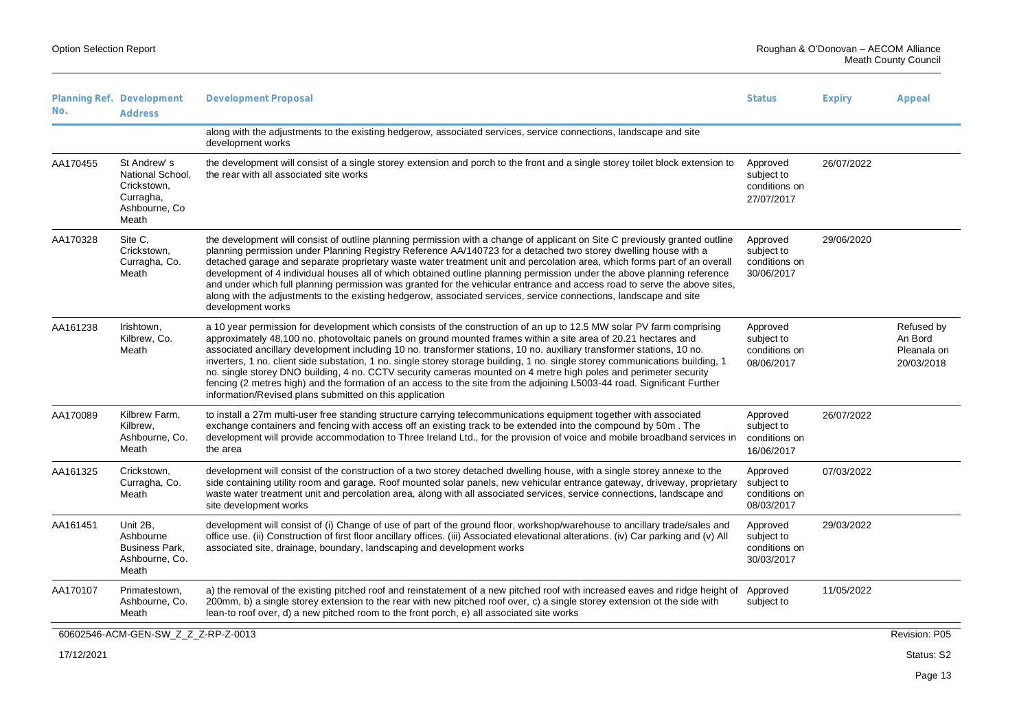| Planning Ref. No. | Development Address | Development Proposal | Status | Expiry | Appeal |
|---|---|---|---|---|---|
| | | along with the adjustments to the existing hedgerow, associated services, service connections, landscape and site development works | | | |
| AA170455 | St Andrew' s National School, Crickstown, Curragha, Ashbourne, Co Meath | the development will consist of a single storey extension and porch to the front and a single storey toilet block extension to the rear with all associated site works | Approved subject to conditions on 27/07/2017 | 26/07/2022 | |
| AA170328 | Site C, Crickstown, Curragha, Co. Meath | the development will consist of outline planning permission with a change of applicant on Site C previously granted outline planning permission under Planning Registry Reference AA/140723 for a detached two storey dwelling house with a detached garage and separate proprietary waste water treatment unit and percolation area, which forms part of an overall development of 4 individual houses all of which obtained outline planning permission under the above planning reference and under which full planning permission was granted for the vehicular entrance and access road to serve the above sites, along with the adjustments to the existing hedgerow, associated services, service connections, landscape and site development works | Approved subject to conditions on 30/06/2017 | 29/06/2020 | |
| AA161238 | Irishtown, Kilbrew, Co. Meath | a 10 year permission for development which consists of the construction of an up to 12.5 MW solar PV farm comprising approximately 48,100 no. photovoltaic panels on ground mounted frames within a site area of 20.21 hectares and associated ancillary development including 10 no. transformer stations, 10 no. auxiliary transformer stations, 10 no. inverters, 1 no. client side substation, 1 no. single storey storage building, 1 no. single storey communications building, 1 no. single storey DNO building, 4 no. CCTV security cameras mounted on 4 metre high poles and perimeter security fencing (2 metres high) and the formation of an access to the site from the adjoining L5003-44 road. Significant Further information/Revised plans submitted on this application | Approved subject to conditions on 08/06/2017 | | Refused by An Bord Pleanala on 20/03/2018 |
| AA170089 | Kilbrew Farm, Kilbrew, Ashbourne, Co. Meath | to install a 27m multi-user free standing structure carrying telecommunications equipment together with associated exchange containers and fencing with access off an existing track to be extended into the compound by 50m . The development will provide accommodation to Three Ireland Ltd., for the provision of voice and mobile broadband services in the area | Approved subject to conditions on 16/06/2017 | 26/07/2022 | |
| AA161325 | Crickstown, Curragha, Co. Meath | development will consist of the construction of a two storey detached dwelling house, with a single storey annexe to the side containing utility room and garage. Roof mounted solar panels, new vehicular entrance gateway, driveway, proprietary waste water treatment unit and percolation area, along with all associated services, service connections, landscape and site development works | Approved subject to conditions on 08/03/2017 | 07/03/2022 | |
| AA161451 | Unit 2B, Ashbourne Business Park, Ashbourne, Co. Meath | development will consist of (i) Change of use of part of the ground floor, workshop/warehouse to ancillary trade/sales and office use. (ii) Construction of first floor ancillary offices. (iii) Associated elevational alterations. (iv) Car parking and (v) All associated site, drainage, boundary, landscaping and development works | Approved subject to conditions on 30/03/2017 | 29/03/2022 | |
| AA170107 | Primatestown, Ashbourne, Co. Meath | a) the removal of the existing pitched roof and reinstatement of a new pitched roof with increased eaves and ridge height of 200mm, b) a single storey extension to the rear with new pitched roof over, c) a single storey extension ot the side with lean-to roof over, d) a new pitched room to the front porch, e) all associated site works | Approved subject to | 11/05/2022 | |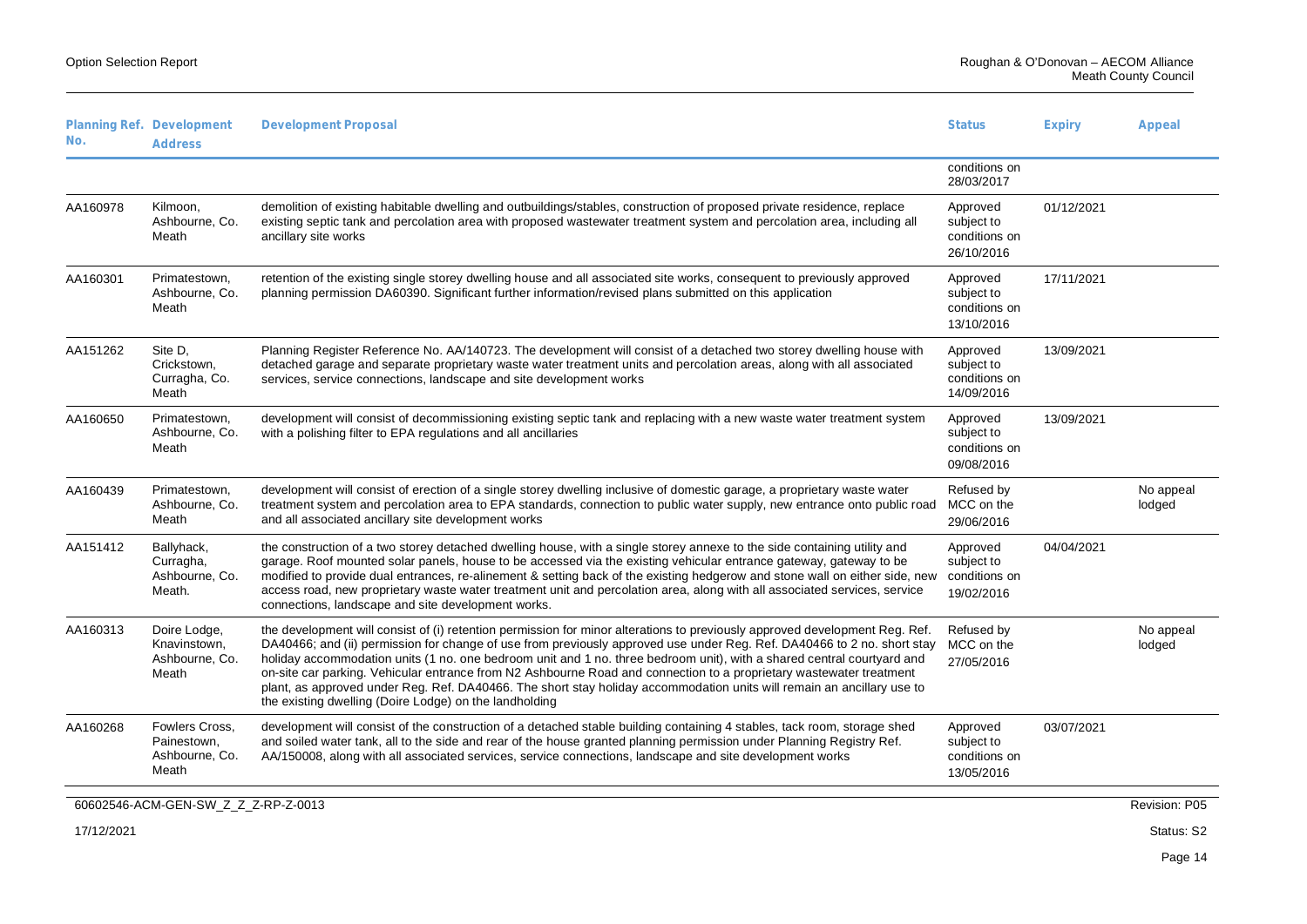| Planning Ref. No. | Development Address | Development Proposal | Status | Expiry | Appeal |
|---|---|---|---|---|---|
| | | | conditions on 28/03/2017 | | |
| AA160978 | Kilmoon, Ashbourne, Co. Meath | demolition of existing habitable dwelling and outbuildings/stables, construction of proposed private residence, replace existing septic tank and percolation area with proposed wastewater treatment system and percolation area, including all ancillary site works | Approved subject to conditions on 26/10/2016 | 01/12/2021 | |
| AA160301 | Primatestown, Ashbourne, Co. Meath | retention of the existing single storey dwelling house and all associated site works, consequent to previously approved planning permission DA60390. Significant further information/revised plans submitted on this application | Approved subject to conditions on 13/10/2016 | 17/11/2021 | |
| AA151262 | Site D, Crickstown, Curragha, Co. Meath | Planning Register Reference No. AA/140723. The development will consist of a detached two storey dwelling house with detached garage and separate proprietary waste water treatment units and percolation areas, along with all associated services, service connections, landscape and site development works | Approved subject to conditions on 14/09/2016 | 13/09/2021 | |
| AA160650 | Primatestown, Ashbourne, Co. Meath | development will consist of decommissioning existing septic tank and replacing with a new waste water treatment system with a polishing filter to EPA regulations and all ancillaries | Approved subject to conditions on 09/08/2016 | 13/09/2021 | |
| AA160439 | Primatestown, Ashbourne, Co. Meath | development will consist of erection of a single storey dwelling inclusive of domestic garage, a proprietary waste water treatment system and percolation area to EPA standards, connection to public water supply, new entrance onto public road and all associated ancillary site development works | Refused by MCC on the 29/06/2016 | | No appeal lodged |
| AA151412 | Ballyhack, Curragha, Ashbourne, Co. Meath. | the construction of a two storey detached dwelling house, with a single storey annexe to the side containing utility and garage. Roof mounted solar panels, house to be accessed via the existing vehicular entrance gateway, gateway to be modified to provide dual entrances, re-alinement & setting back of the existing hedgerow and stone wall on either side, new access road, new proprietary waste water treatment unit and percolation area, along with all associated services, service connections, landscape and site development works. | Approved subject to conditions on 19/02/2016 | 04/04/2021 | |
| AA160313 | Doire Lodge, Knavinstown, Ashbourne, Co. Meath | the development will consist of (i) retention permission for minor alterations to previously approved development Reg. Ref. DA40466; and (ii) permission for change of use from previously approved use under Reg. Ref. DA40466 to 2 no. short stay holiday accommodation units (1 no. one bedroom unit and 1 no. three bedroom unit), with a shared central courtyard and on-site car parking. Vehicular entrance from N2 Ashbourne Road and connection to a proprietary wastewater treatment plant, as approved under Reg. Ref. DA40466. The short stay holiday accommodation units will remain an ancillary use to the existing dwelling (Doire Lodge) on the landholding | Refused by MCC on the 27/05/2016 | | No appeal lodged |
| AA160268 | Fowlers Cross, Painestown, Ashbourne, Co. Meath | development will consist of the construction of a detached stable building containing 4 stables, tack room, storage shed and soiled water tank, all to the side and rear of the house granted planning permission under Planning Registry Ref. AA/150008, along with all associated services, service connections, landscape and site development works | Approved subject to conditions on 13/05/2016 | 03/07/2021 | |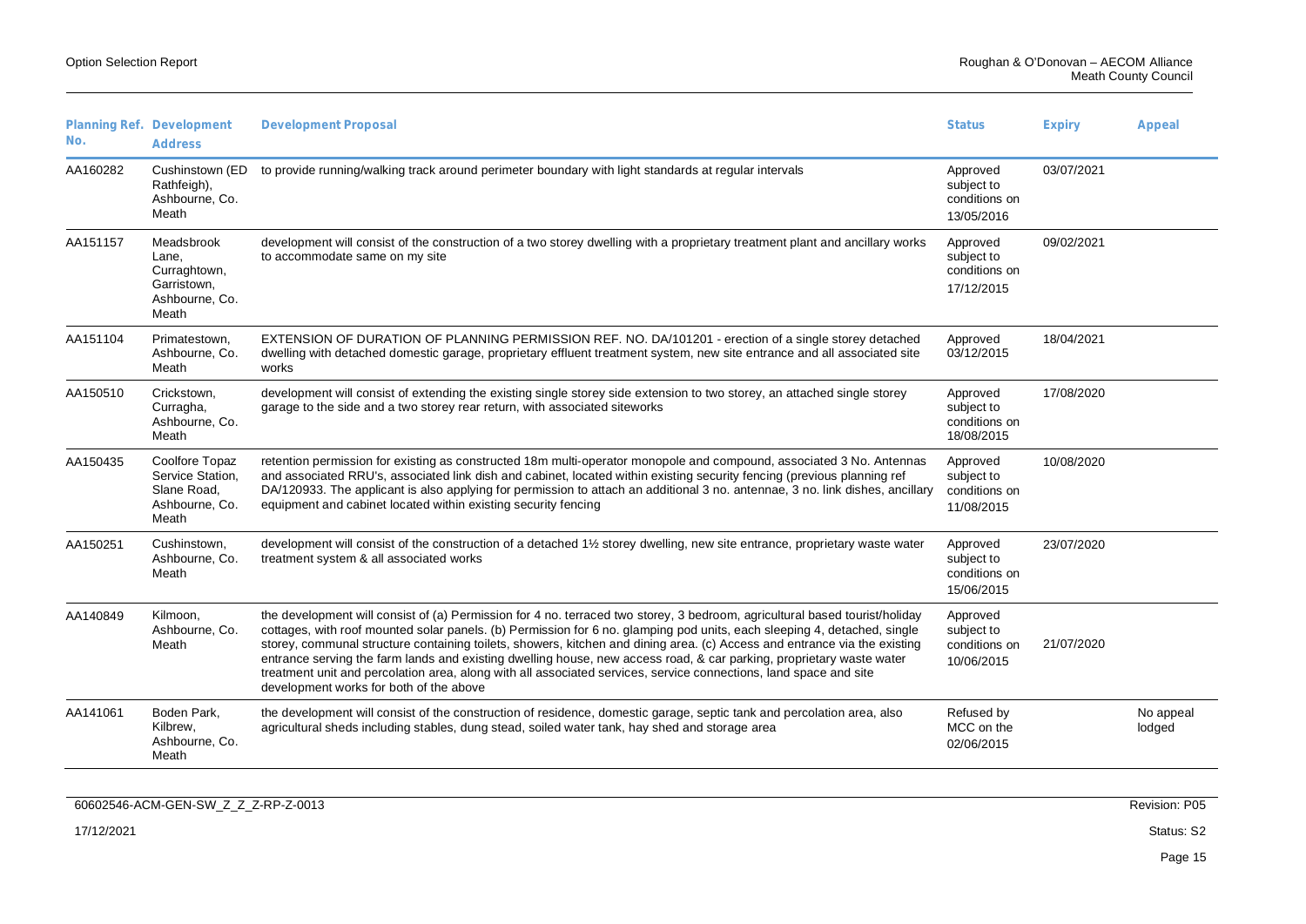| Planning Ref. No. | Development Address | Development Proposal | Status | Expiry | Appeal |
|---|---|---|---|---|---|
| AA160282 | Cushinstown (ED Rathfeigh), Ashbourne, Co. Meath | to provide running/walking track around perimeter boundary with light standards at regular intervals | Approved subject to conditions on 13/05/2016 | 03/07/2021 | |
| AA151157 | Meadsbrook Lane, Curraghtown, Garristown, Ashbourne, Co. Meath | development will consist of the construction of a two storey dwelling with a proprietary treatment plant and ancillary works to accommodate same on my site | Approved subject to conditions on 17/12/2015 | 09/02/2021 | |
| AA151104 | Primatestown, Ashbourne, Co. Meath | EXTENSION OF DURATION OF PLANNING PERMISSION REF. NO. DA/101201 - erection of a single storey detached dwelling with detached domestic garage, proprietary effluent treatment system, new site entrance and all associated site works | Approved 03/12/2015 | 18/04/2021 | |
| AA150510 | Crickstown, Curragha, Ashbourne, Co. Meath | development will consist of extending the existing single storey side extension to two storey, an attached single storey garage to the side and a two storey rear return, with associated siteworks | Approved subject to conditions on 18/08/2015 | 17/08/2020 | |
| AA150435 | Coolfore Topaz Service Station, Slane Road, Ashbourne, Co. Meath | retention permission for existing as constructed 18m multi-operator monopole and compound, associated 3 No. Antennas and associated RRU's, associated link dish and cabinet, located within existing security fencing (previous planning ref DA/120933. The applicant is also applying for permission to attach an additional 3 no. antennae, 3 no. link dishes, ancillary equipment and cabinet located within existing security fencing | Approved subject to conditions on 11/08/2015 | 10/08/2020 | |
| AA150251 | Cushinstown, Ashbourne, Co. Meath | development will consist of the construction of a detached 1½ storey dwelling, new site entrance, proprietary waste water treatment system & all associated works | Approved subject to conditions on 15/06/2015 | 23/07/2020 | |
| AA140849 | Kilmoon, Ashbourne, Co. Meath | the development will consist of (a) Permission for 4 no. terraced two storey, 3 bedroom, agricultural based tourist/holiday cottages, with roof mounted solar panels. (b) Permission for 6 no. glamping pod units, each sleeping 4, detached, single storey, communal structure containing toilets, showers, kitchen and dining area. (c) Access and entrance via the existing entrance serving the farm lands and existing dwelling house, new access road, & car parking, proprietary waste water treatment unit and percolation area, along with all associated services, service connections, land space and site development works for both of the above | Approved subject to conditions on 10/06/2015 | 21/07/2020 | |
| AA141061 | Boden Park, Kilbrew, Ashbourne, Co. Meath | the development will consist of the construction of residence, domestic garage, septic tank and percolation area, also agricultural sheds including stables, dung stead, soiled water tank, hay shed and storage area | Refused by MCC on the 02/06/2015 | | No appeal lodged |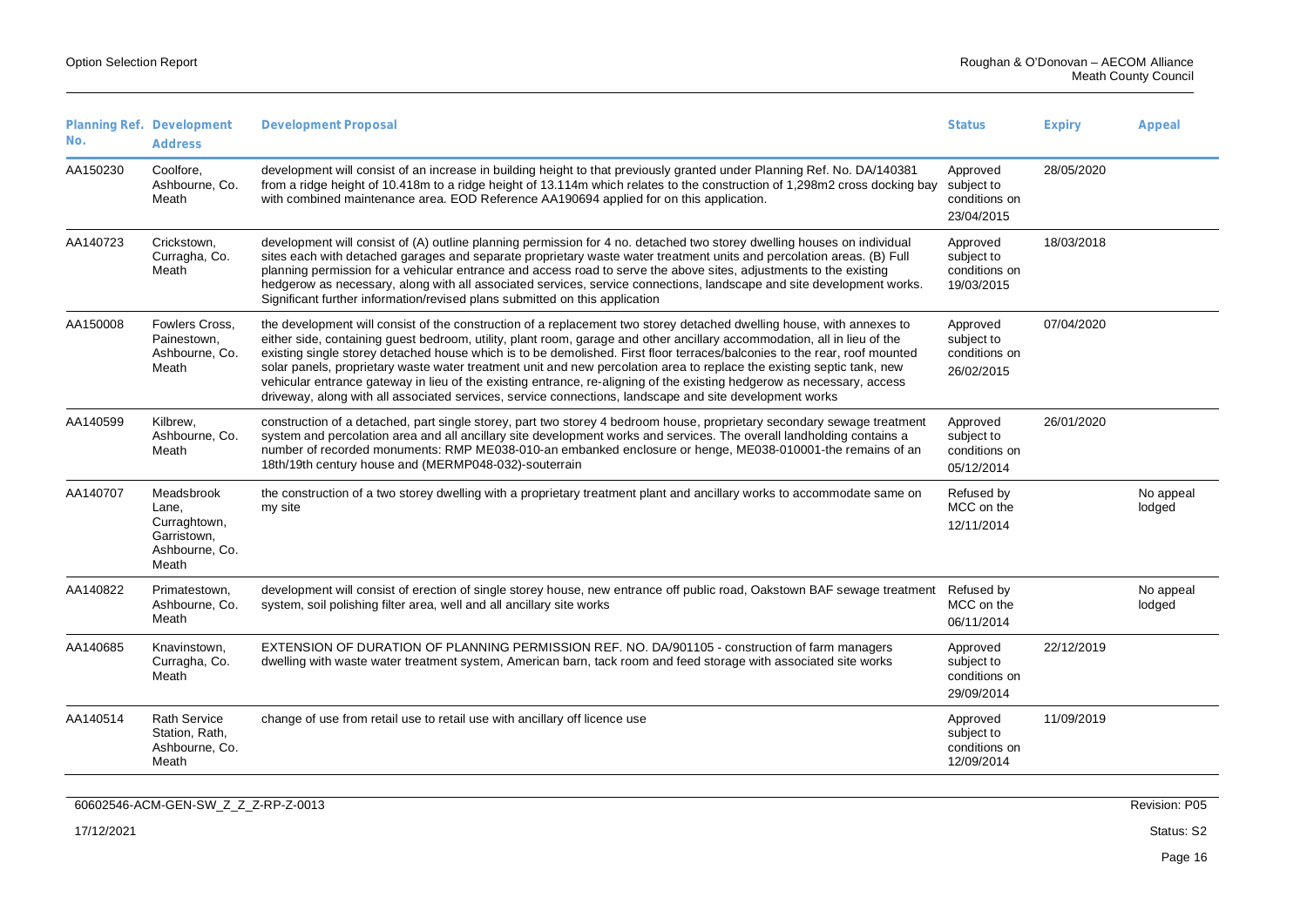| Planning Ref. No. | Development Address | Development Proposal | Status | Expiry | Appeal |
|---|---|---|---|---|---|
| AA150230 | Coolfore, Ashbourne, Co. Meath | development will consist of an increase in building height to that previously granted under Planning Ref. No. DA/140381 from a ridge height of 10.418m to a ridge height of 13.114m which relates to the construction of 1,298m2 cross docking bay with combined maintenance area. EOD Reference AA190694 applied for on this application. | Approved subject to conditions on 23/04/2015 | 28/05/2020 | |
| AA140723 | Crickstown, Curragha, Co. Meath | development will consist of (A) outline planning permission for 4 no. detached two storey dwelling houses on individual sites each with detached garages and separate proprietary waste water treatment units and percolation areas. (B) Full planning permission for a vehicular entrance and access road to serve the above sites, adjustments to the existing hedgerow as necessary, along with all associated services, service connections, landscape and site development works. Significant further information/revised plans submitted on this application | Approved subject to conditions on 19/03/2015 | 18/03/2018 | |
| AA150008 | Fowlers Cross, Painestown, Ashbourne, Co. Meath | the development will consist of the construction of a replacement two storey detached dwelling house, with annexes to either side, containing guest bedroom, utility, plant room, garage and other ancillary accommodation, all in lieu of the existing single storey detached house which is to be demolished. First floor terraces/balconies to the rear, roof mounted solar panels, proprietary waste water treatment unit and new percolation area to replace the existing septic tank, new vehicular entrance gateway in lieu of the existing entrance, re-aligning of the existing hedgerow as necessary, access driveway, along with all associated services, service connections, landscape and site development works | Approved subject to conditions on 26/02/2015 | 07/04/2020 | |
| AA140599 | Kilbrew, Ashbourne, Co. Meath | construction of a detached, part single storey, part two storey 4 bedroom house, proprietary secondary sewage treatment system and percolation area and all ancillary site development works and services. The overall landholding contains a number of recorded monuments: RMP ME038-010-an embanked enclosure or henge, ME038-010001-the remains of an 18th/19th century house and (MERMP048-032)-souterrain | Approved subject to conditions on 05/12/2014 | 26/01/2020 | |
| AA140707 | Meadsbrook Lane, Curraghtown, Garristown, Ashbourne, Co. Meath | the construction of a two storey dwelling with a proprietary treatment plant and ancillary works to accommodate same on my site | Refused by MCC on the 12/11/2014 | | No appeal lodged |
| AA140822 | Primatestown, Ashbourne, Co. Meath | development will consist of erection of single storey house, new entrance off public road, Oakstown BAF sewage treatment system, soil polishing filter area, well and all ancillary site works | Refused by MCC on the 06/11/2014 | | No appeal lodged |
| AA140685 | Knavinstown, Curragha, Co. Meath | EXTENSION OF DURATION OF PLANNING PERMISSION REF. NO. DA/901105 - construction of farm managers dwelling with waste water treatment system, American barn, tack room and feed storage with associated site works | Approved subject to conditions on 29/09/2014 | 22/12/2019 | |
| AA140514 | Rath Service Station, Rath, Ashbourne, Co. Meath | change of use from retail use to retail use with ancillary off licence use | Approved subject to conditions on 12/09/2014 | 11/09/2019 | |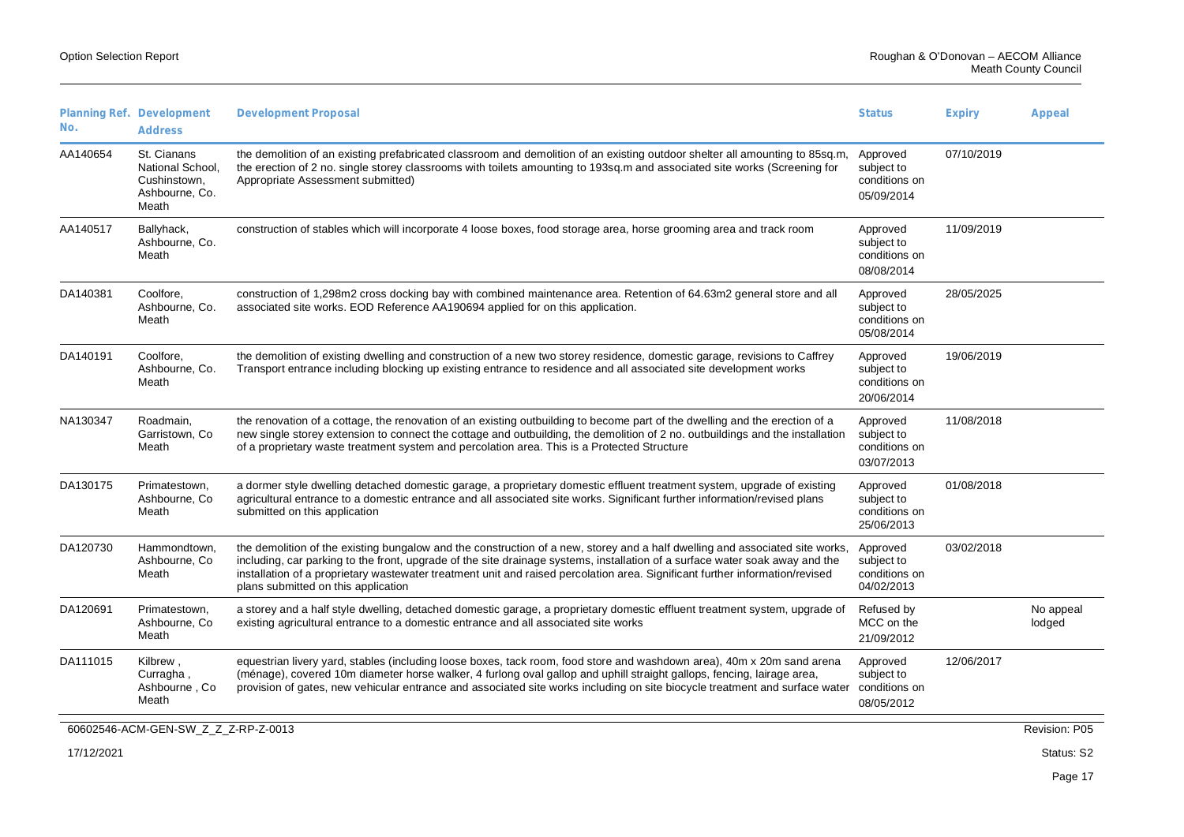| Planning Ref. No. | Development Address | Development Proposal | Status | Expiry | Appeal |
| --- | --- | --- | --- | --- | --- |
| AA140654 | St. Cianans National School, Cushinstown, Ashbourne, Co. Meath | the demolition of an existing prefabricated classroom and demolition of an existing outdoor shelter all amounting to 85sq.m, the erection of 2 no. single storey classrooms with toilets amounting to 193sq.m and associated site works (Screening for Appropriate Assessment submitted) | Approved subject to conditions on 05/09/2014 | 07/10/2019 | |
| AA140517 | Ballyhack, Ashbourne, Co. Meath | construction of stables which will incorporate 4 loose boxes, food storage area, horse grooming area and track room | Approved subject to conditions on 08/08/2014 | 11/09/2019 | |
| DA140381 | Coolfore, Ashbourne, Co. Meath | construction of 1,298m2 cross docking bay with combined maintenance area. Retention of 64.63m2 general store and all associated site works. EOD Reference AA190694 applied for on this application. | Approved subject to conditions on 05/08/2014 | 28/05/2025 | |
| DA140191 | Coolfore, Ashbourne, Co. Meath | the demolition of existing dwelling and construction of a new two storey residence, domestic garage, revisions to Caffrey Transport entrance including blocking up existing entrance to residence and all associated site development works | Approved subject to conditions on 20/06/2014 | 19/06/2019 | |
| NA130347 | Roadmain, Garristown, Co Meath | the renovation of a cottage, the renovation of an existing outbuilding to become part of the dwelling and the erection of a new single storey extension to connect the cottage and outbuilding, the demolition of 2 no. outbuildings and the installation of a proprietary waste treatment system and percolation area. This is a Protected Structure | Approved subject to conditions on 03/07/2013 | 11/08/2018 | |
| DA130175 | Primatestown, Ashbourne, Co Meath | a dormer style dwelling detached domestic garage, a proprietary domestic effluent treatment system, upgrade of existing agricultural entrance to a domestic entrance and all associated site works. Significant further information/revised plans submitted on this application | Approved subject to conditions on 25/06/2013 | 01/08/2018 | |
| DA120730 | Hammondtown, Ashbourne, Co Meath | the demolition of the existing bungalow and the construction of a new, storey and a half dwelling and associated site works, including, car parking to the front, upgrade of the site drainage systems, installation of a surface water soak away and the installation of a proprietary wastewater treatment unit and raised percolation area. Significant further information/revised plans submitted on this application | Approved subject to conditions on 04/02/2013 | 03/02/2018 | |
| DA120691 | Primatestown, Ashbourne, Co Meath | a storey and a half style dwelling, detached domestic garage, a proprietary domestic effluent treatment system, upgrade of existing agricultural entrance to a domestic entrance and all associated site works | Refused by MCC on the 21/09/2012 | | No appeal lodged |
| DA111015 | Kilbrew , Curragha , Ashbourne , Co Meath | equestrian livery yard, stables (including loose boxes, tack room, food store and washdown area), 40m x 20m sand arena (ménage), covered 10m diameter horse walker, 4 furlong oval gallop and uphill straight gallops, fencing, lairage area, provision of gates, new vehicular entrance and associated site works including on site biocycle treatment and surface water | Approved subject to conditions on 08/05/2012 | 12/06/2017 | |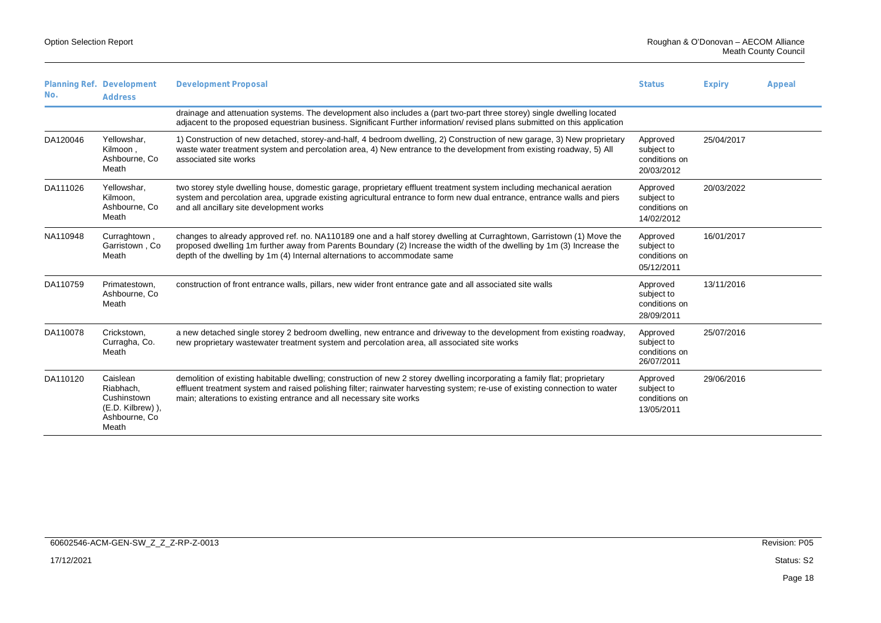| Planning Ref. No. | Development Address | Development Proposal | Status | Expiry | Appeal |
|---|---|---|---|---|---|
| | | drainage and attenuation systems. The development also includes a (part two-part three storey) single dwelling located adjacent to the proposed equestrian business. Significant Further information/ revised plans submitted on this application | | | |
| DA120046 | Yellowshar, Kilmoon , Ashbourne, Co Meath | 1) Construction of new detached, storey-and-half, 4 bedroom dwelling, 2) Construction of new garage, 3) New proprietary waste water treatment system and percolation area, 4) New entrance to the development from existing roadway, 5) All associated site works | Approved subject to conditions on 20/03/2012 | 25/04/2017 | |
| DA111026 | Yellowshar, Kilmoon, Ashbourne, Co Meath | two storey style dwelling house, domestic garage, proprietary effluent treatment system including mechanical aeration system and percolation area, upgrade existing agricultural entrance to form new dual entrance, entrance walls and piers and all ancillary site development works | Approved subject to conditions on 14/02/2012 | 20/03/2022 | |
| NA110948 | Curraghtown , Garristown , Co Meath | changes to already approved ref. no. NA110189 one and a half storey dwelling at Curraghtown, Garristown (1) Move the proposed dwelling 1m further away from Parents Boundary (2) Increase the width of the dwelling by 1m (3) Increase the depth of the dwelling by 1m (4) Internal alternations to accommodate same | Approved subject to conditions on 05/12/2011 | 16/01/2017 | |
| DA110759 | Primatestown, Ashbourne, Co Meath | construction of front entrance walls, pillars, new wider front entrance gate and all associated site walls | Approved subject to conditions on 28/09/2011 | 13/11/2016 | |
| DA110078 | Crickstown, Curragha, Co. Meath | a new detached single storey 2 bedroom dwelling, new entrance and driveway to the development from existing roadway, new proprietary wastewater treatment system and percolation area, all associated site works | Approved subject to conditions on 26/07/2011 | 25/07/2016 | |
| DA110120 | Caislean Riabhach, Cushinstown (E.D. Kilbrew) ), Ashbourne, Co Meath | demolition of existing habitable dwelling; construction of new 2 storey dwelling incorporating a family flat; proprietary effluent treatment system and raised polishing filter; rainwater harvesting system; re-use of existing connection to water main; alterations to existing entrance and all necessary site works | Approved subject to conditions on 13/05/2011 | 29/06/2016 | |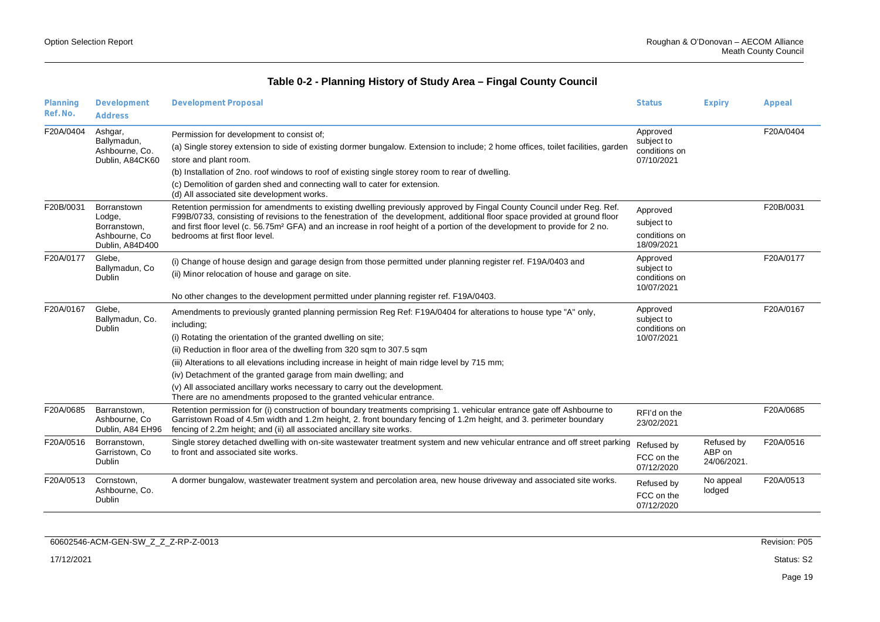### Table 0-2 - Planning History of Study Area – Fingal County Council

| Planning Ref. No. | Development Address | Development Proposal | Status | Expiry | Appeal |
|---|---|---|---|---|---|
| F20A/0404 | Ashgar, Ballymadun, Ashbourne, Co. Dublin, A84CK60 | Permission for development to consist of;<br>(a) Single storey extension to side of existing dormer bungalow. Extension to include; 2 home offices, toilet facilities, garden store and plant room.<br>(b) Installation of 2no. roof windows to roof of existing single storey room to rear of dwelling.<br>(c) Demolition of garden shed and connecting wall to cater for extension.<br>(d) All associated site development works. | Approved subject to conditions on 07/10/2021 | | F20A/0404 |
| F20B/0031 | Borranstown Lodge, Borranstown, Ashbourne, Co Dublin, A84D400 | Retention permission for amendments to existing dwelling previously approved by Fingal County Council under Reg. Ref. F99B/0733, consisting of revisions to the fenestration of the development, additional floor space provided at ground floor and first floor level (c. 56.75m² GFA) and an increase in roof height of a portion of the development to provide for 2 no. bedrooms at first floor level. | Approved subject to conditions on 18/09/2021 | | F20B/0031 |
| F20A/0177 | Glebe, Ballymadun, Co Dublin | (i) Change of house design and garage design from those permitted under planning register ref. F19A/0403 and<br>(ii) Minor relocation of house and garage on site.<br><br>No other changes to the development permitted under planning register ref. F19A/0403. | Approved subject to conditions on 10/07/2021 | | F20A/0177 |
| F20A/0167 | Glebe, Ballymadun, Co. Dublin | Amendments to previously granted planning permission Reg Ref: F19A/0404 for alterations to house type "A" only, including;<br>(i) Rotating the orientation of the granted dwelling on site;<br>(ii) Reduction in floor area of the dwelling from 320 sqm to 307.5 sqm<br>(iii) Alterations to all elevations including increase in height of main ridge level by 715 mm;<br>(iv) Detachment of the granted garage from main dwelling; and<br>(v) All associated ancillary works necessary to carry out the development.<br>There are no amendments proposed to the granted vehicular entrance. | Approved subject to conditions on 10/07/2021 | | F20A/0167 |
| F20A/0685 | Barranstown, Ashbourne, Co Dublin, A84 EH96 | Retention permission for (i) construction of boundary treatments comprising 1. vehicular entrance gate off Ashbourne to Garristown Road of 4.5m width and 1.2m height, 2. front boundary fencing of 1.2m height, and 3. perimeter boundary fencing of 2.2m height; and (ii) all associated ancillary site works. | RFI'd on the 23/02/2021 | | F20A/0685 |
| F20A/0516 | Borranstown, Garristown, Co Dublin | Single storey detached dwelling with on-site wastewater treatment system and new vehicular entrance and off street parking to front and associated site works. | Refused by FCC on the 07/12/2020 | Refused by ABP on 24/06/2021. | F20A/0516 |
| F20A/0513 | Cornstown, Ashbourne, Co. Dublin | A dormer bungalow, wastewater treatment system and percolation area, new house driveway and associated site works. | Refused by FCC on the 07/12/2020 | No appeal lodged | F20A/0513 |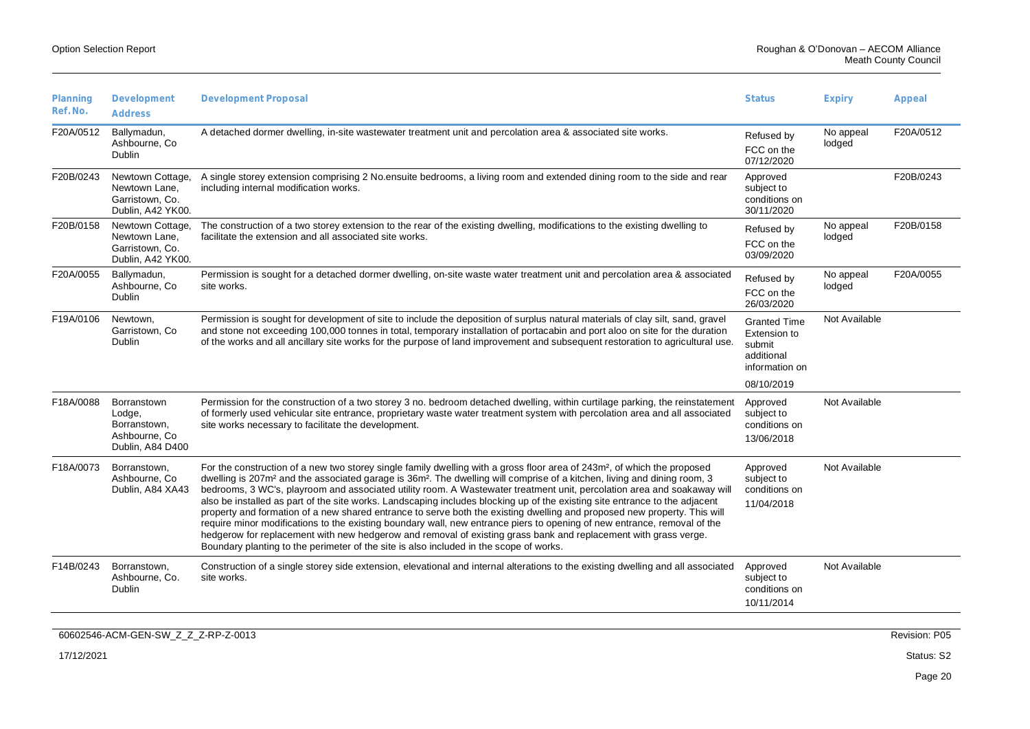| Planning Ref. No. | Development Address | Development Proposal | Status | Expiry | Appeal |
|---|---|---|---|---|---|
| F20A/0512 | Ballymadun, Ashbourne, Co Dublin | A detached dormer dwelling, in-site wastewater treatment unit and percolation area & associated site works. | Refused by FCC on the 07/12/2020 | No appeal lodged | F20A/0512 |
| F20B/0243 | Newtown Cottage, Newtown Lane, Garristown, Co. Dublin, A42 YK00. | A single storey extension comprising 2 No.ensuite bedrooms, a living room and extended dining room to the side and rear including internal modification works. | Approved subject to conditions on 30/11/2020 | | F20B/0243 |
| F20B/0158 | Newtown Cottage, Newtown Lane, Garristown, Co. Dublin, A42 YK00. | The construction of a two storey extension to the rear of the existing dwelling, modifications to the existing dwelling to facilitate the extension and all associated site works. | Refused by FCC on the 03/09/2020 | No appeal lodged | F20B/0158 |
| F20A/0055 | Ballymadun, Ashbourne, Co Dublin | Permission is sought for a detached dormer dwelling, on-site waste water treatment unit and percolation area & associated site works. | Refused by FCC on the 26/03/2020 | No appeal lodged | F20A/0055 |
| F19A/0106 | Newtown, Garristown, Co Dublin | Permission is sought for development of site to include the deposition of surplus natural materials of clay silt, sand, gravel and stone not exceeding 100,000 tonnes in total, temporary installation of portacabin and port aloo on site for the duration of the works and all ancillary site works for the purpose of land improvement and subsequent restoration to agricultural use. | Granted Time Extension to submit additional information on 08/10/2019 | Not Available | |
| F18A/0088 | Borranstown Lodge, Borranstown, Ashbourne, Co Dublin, A84 D400 | Permission for the construction of a two storey 3 no. bedroom detached dwelling, within curtilage parking, the reinstatement of formerly used vehicular site entrance, proprietary waste water treatment system with percolation area and all associated site works necessary to facilitate the development. | Approved subject to conditions on 13/06/2018 | Not Available | |
| F18A/0073 | Borranstown, Ashbourne, Co Dublin, A84 XA43 | For the construction of a new two storey single family dwelling with a gross floor area of 243m², of which the proposed dwelling is 207m² and the associated garage is 36m². The dwelling will comprise of a kitchen, living and dining room, 3 bedrooms, 3 WC's, playroom and associated utility room. A Wastewater treatment unit, percolation area and soakaway will also be installed as part of the site works. Landscaping includes blocking up of the existing site entrance to the adjacent property and formation of a new shared entrance to serve both the existing dwelling and proposed new property. This will require minor modifications to the existing boundary wall, new entrance piers to opening of new entrance, removal of the hedgerow for replacement with new hedgerow and removal of existing grass bank and replacement with grass verge. Boundary planting to the perimeter of the site is also included in the scope of works. | Approved subject to conditions on 11/04/2018 | Not Available | |
| F14B/0243 | Borranstown, Ashbourne, Co. Dublin | Construction of a single storey side extension, elevational and internal alterations to the existing dwelling and all associated site works. | Approved subject to conditions on 10/11/2014 | Not Available | |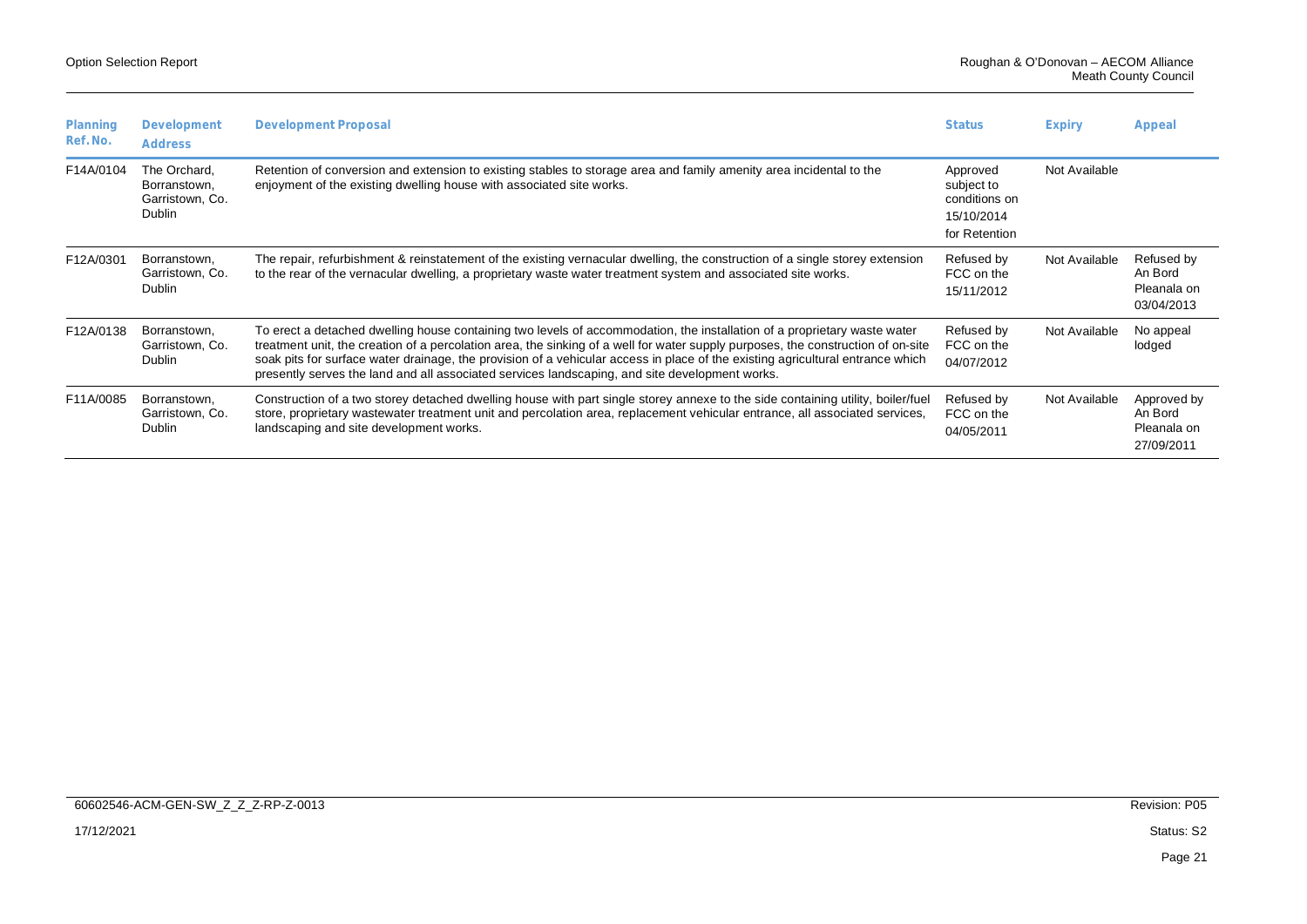| Planning Ref. No. | Development Address | Development Proposal | Status | Expiry | Appeal |
|---|---|---|---|---|---|
| F14A/0104 | The Orchard, Borranstown, Garristown, Co. Dublin | Retention of conversion and extension to existing stables to storage area and family amenity area incidental to the enjoyment of the existing dwelling house with associated site works. | Approved subject to conditions on 15/10/2014 for Retention | Not Available | |
| F12A/0301 | Borranstown, Garristown, Co. Dublin | The repair, refurbishment & reinstatement of the existing vernacular dwelling, the construction of a single storey extension to the rear of the vernacular dwelling, a proprietary waste water treatment system and associated site works. | Refused by FCC on the 15/11/2012 | Not Available | Refused by An Bord Pleanala on 03/04/2013 |
| F12A/0138 | Borranstown, Garristown, Co. Dublin | To erect a detached dwelling house containing two levels of accommodation, the installation of a proprietary waste water treatment unit, the creation of a percolation area, the sinking of a well for water supply purposes, the construction of on-site soak pits for surface water drainage, the provision of a vehicular access in place of the existing agricultural entrance which presently serves the land and all associated services landscaping, and site development works. | Refused by FCC on the 04/07/2012 | Not Available | No appeal lodged |
| F11A/0085 | Borranstown, Garristown, Co. Dublin | Construction of a two storey detached dwelling house with part single storey annexe to the side containing utility, boiler/fuel store, proprietary wastewater treatment unit and percolation area, replacement vehicular entrance, all associated services, landscaping and site development works. | Refused by FCC on the 04/05/2011 | Not Available | Approved by An Bord Pleanala on 27/09/2011 |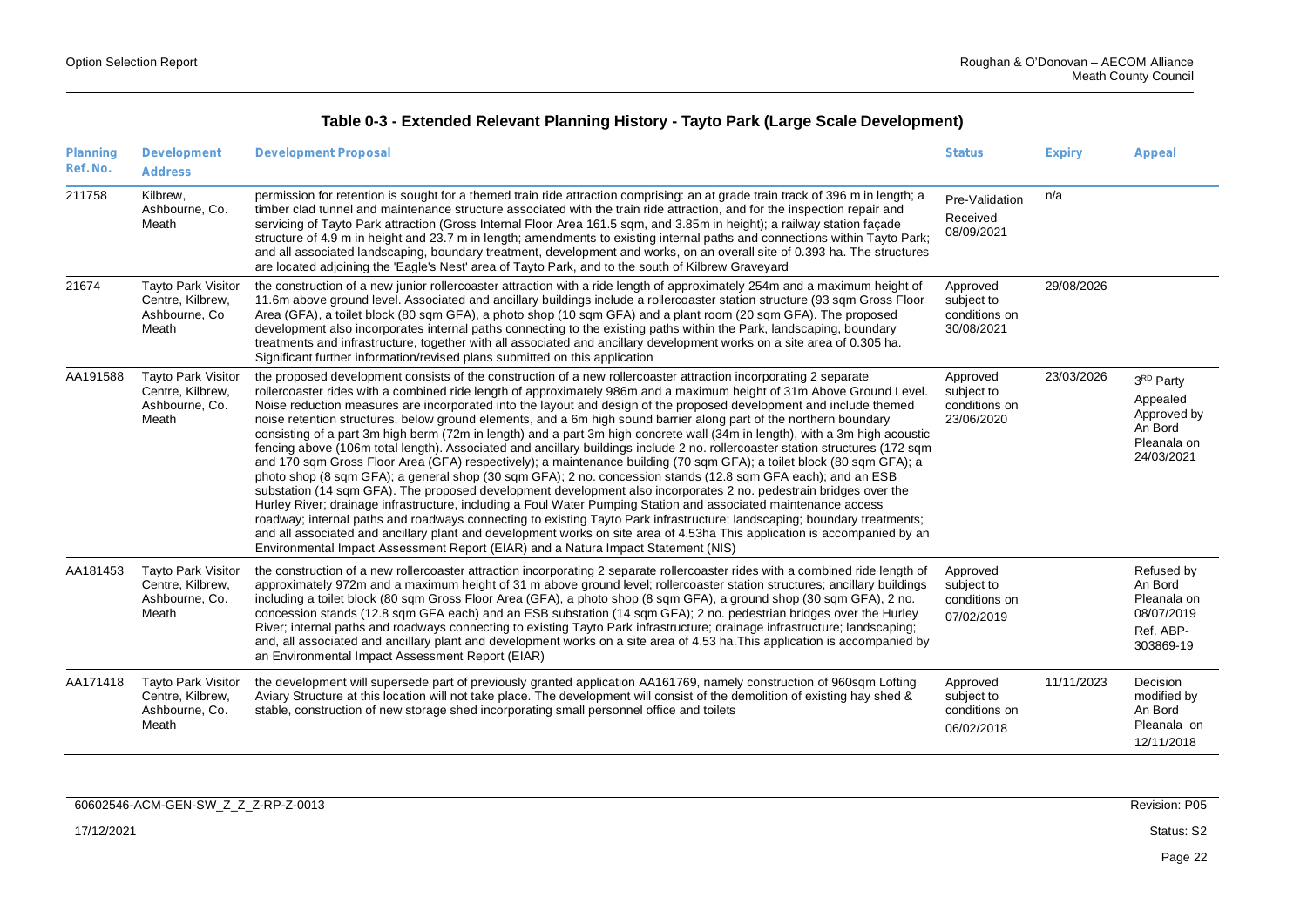## Table 0-3 - Extended Relevant Planning History - Tayto Park (Large Scale Development)

| Planning Ref. No. | Development Address | Development Proposal | Status | Expiry | Appeal |
|---|---|---|---|---|---|
| 211758 | Kilbrew, Ashbourne, Co. Meath | permission for retention is sought for a themed train ride attraction comprising: an at grade train track of 396 m in length; a timber clad tunnel and maintenance structure associated with the train ride attraction, and for the inspection repair and servicing of Tayto Park attraction (Gross Internal Floor Area 161.5 sqm, and 3.85m in height); a railway station façade structure of 4.9 m in height and 23.7 m in length; amendments to existing internal paths and connections within Tayto Park; and all associated landscaping, boundary treatment, development and works, on an overall site of 0.393 ha. The structures are located adjoining the 'Eagle's Nest' area of Tayto Park, and to the south of Kilbrew Graveyard | Pre-Validation Received 08/09/2021 | n/a | |
| 21674 | Tayto Park Visitor Centre, Kilbrew, Ashbourne, Co Meath | the construction of a new junior rollercoaster attraction with a ride length of approximately 254m and a maximum height of 11.6m above ground level. Associated and ancillary buildings include a rollercoaster station structure (93 sqm Gross Floor Area (GFA), a toilet block (80 sqm GFA), a photo shop (10 sqm GFA) and a plant room (20 sqm GFA). The proposed development also incorporates internal paths connecting to the existing paths within the Park, landscaping, boundary treatments and infrastructure, together with all associated and ancillary development works on a site area of 0.305 ha. Significant further information/revised plans submitted on this application | Approved subject to conditions on 30/08/2021 | 29/08/2026 | |
| AA191588 | Tayto Park Visitor Centre, Kilbrew, Ashbourne, Co. Meath | the proposed development consists of the construction of a new rollercoaster attraction incorporating 2 separate rollercoaster rides with a combined ride length of approximately 986m and a maximum height of 31m Above Ground Level. Noise reduction measures are incorporated into the layout and design of the proposed development and include themed noise retention structures, below ground elements, and a 6m high sound barrier along part of the northern boundary consisting of a part 3m high berm (72m in length) and a part 3m high concrete wall (34m in length), with a 3m high acoustic fencing above (106m total length). Associated and ancillary buildings include 2 no. rollercoaster station structures (172 sqm and 170 sqm Gross Floor Area (GFA) respectively); a maintenance building (70 sqm GFA); a toilet block (80 sqm GFA); a photo shop (8 sqm GFA); a general shop (30 sqm GFA); 2 no. concession stands (12.8 sqm GFA each); and an ESB substation (14 sqm GFA). The proposed development development also incorporates 2 no. pedestrain bridges over the Hurley River; drainage infrastructure, including a Foul Water Pumping Station and associated maintenance access roadway; internal paths and roadways connecting to existing Tayto Park infrastructure; landscaping; boundary treatments; and all associated and ancillary plant and development works on site area of 4.53ha This application is accompanied by an Environmental Impact Assessment Report (EIAR) and a Natura Impact Statement (NIS) | Approved subject to conditions on 23/06/2020 | 23/03/2026 | 3RD Party Appealed Approved by An Bord Pleanala on 24/03/2021 |
| AA181453 | Tayto Park Visitor Centre, Kilbrew, Ashbourne, Co. Meath | the construction of a new rollercoaster attraction incorporating 2 separate rollercoaster rides with a combined ride length of approximately 972m and a maximum height of 31 m above ground level; rollercoaster station structures; ancillary buildings including a toilet block (80 sqm Gross Floor Area (GFA), a photo shop (8 sqm GFA), a ground shop (30 sqm GFA), 2 no. concession stands (12.8 sqm GFA each) and an ESB substation (14 sqm GFA); 2 no. pedestrian bridges over the Hurley River; internal paths and roadways connecting to existing Tayto Park infrastructure; drainage infrastructure; landscaping; and, all associated and ancillary plant and development works on a site area of 4.53 ha.This application is accompanied by an Environmental Impact Assessment Report (EIAR) | Approved subject to conditions on 07/02/2019 | | Refused by An Bord Pleanala on 08/07/2019 Ref. ABP-303869-19 |
| AA171418 | Tayto Park Visitor Centre, Kilbrew, Ashbourne, Co. Meath | the development will supersede part of previously granted application AA161769, namely construction of 960sqm Lofting Aviary Structure at this location will not take place. The development will consist of the demolition of existing hay shed & stable, construction of new storage shed incorporating small personnel office and toilets | Approved subject to conditions on 06/02/2018 | 11/11/2023 | Decision modified by An Bord Pleanala on 12/11/2018 |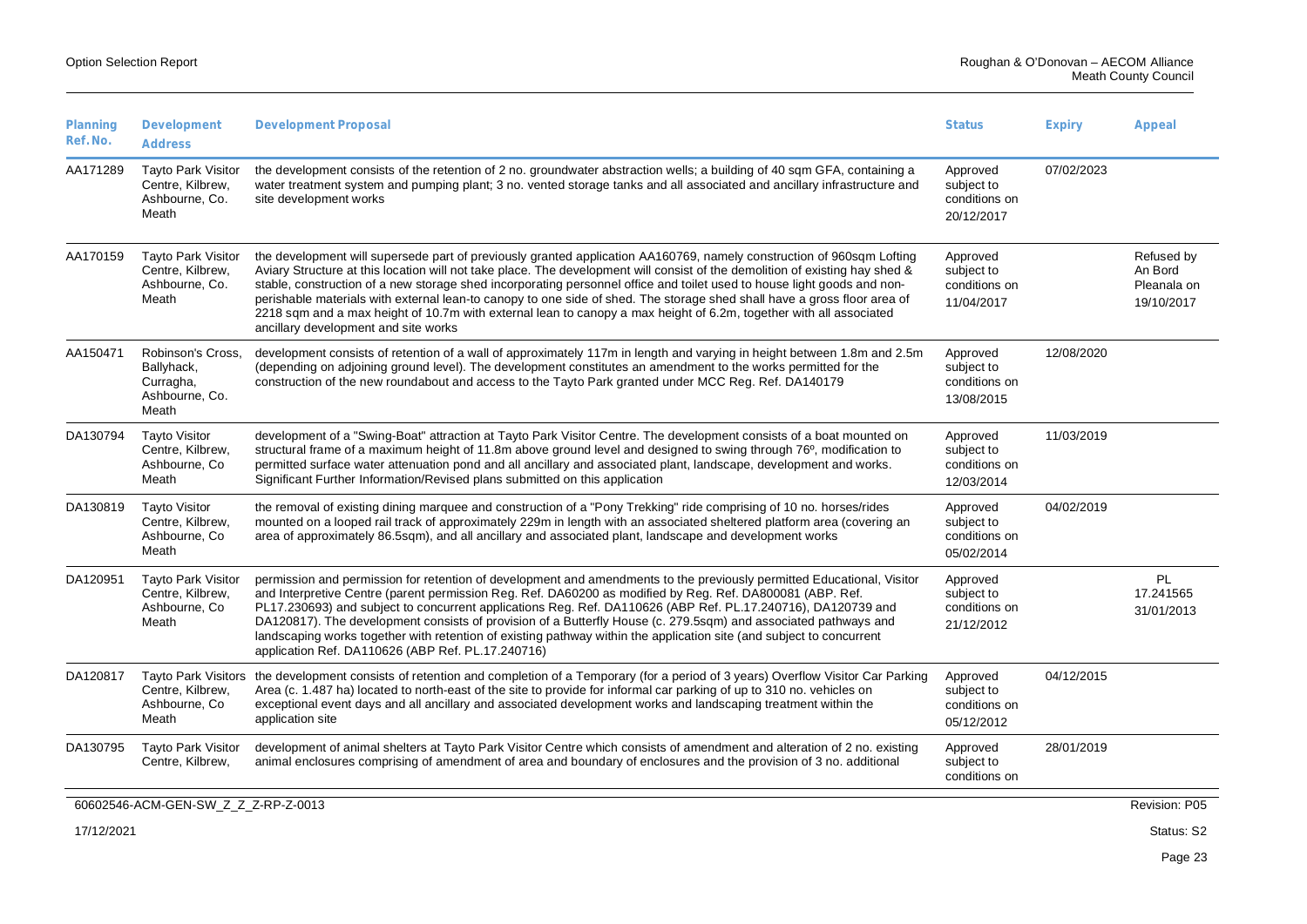| Planning Ref. No. | Development Address | Development Proposal | Status | Expiry | Appeal |
|---|---|---|---|---|---|
| AA171289 | Tayto Park Visitor Centre, Kilbrew, Ashbourne, Co. Meath | the development consists of the retention of 2 no. groundwater abstraction wells; a building of 40 sqm GFA, containing a water treatment system and pumping plant; 3 no. vented storage tanks and all associated and ancillary infrastructure and site development works | Approved subject to conditions on 20/12/2017 | 07/02/2023 | |
| AA170159 | Tayto Park Visitor Centre, Kilbrew, Ashbourne, Co. Meath | the development will supersede part of previously granted application AA160769, namely construction of 960sqm Lofting Aviary Structure at this location will not take place. The development will consist of the demolition of existing hay shed & stable, construction of a new storage shed incorporating personnel office and toilet used to house light goods and non-perishable materials with external lean-to canopy to one side of shed. The storage shed shall have a gross floor area of 2218 sqm and a max height of 10.7m with external lean to canopy a max height of 6.2m, together with all associated ancillary development and site works | Approved subject to conditions on 11/04/2017 | | Refused by An Bord Pleanala on 19/10/2017 |
| AA150471 | Robinson's Cross, Ballyhack, Curragha, Ashbourne, Co. Meath | development consists of retention of a wall of approximately 117m in length and varying in height between 1.8m and 2.5m (depending on adjoining ground level). The development constitutes an amendment to the works permitted for the construction of the new roundabout and access to the Tayto Park granted under MCC Reg. Ref. DA140179 | Approved subject to conditions on 13/08/2015 | 12/08/2020 | |
| DA130794 | Tayto Visitor Centre, Kilbrew, Ashbourne, Co Meath | development of a "Swing-Boat" attraction at Tayto Park Visitor Centre. The development consists of a boat mounted on structural frame of a maximum height of 11.8m above ground level and designed to swing through 76º, modification to permitted surface water attenuation pond and all ancillary and associated plant, landscape, development and works. Significant Further Information/Revised plans submitted on this application | Approved subject to conditions on 12/03/2014 | 11/03/2019 | |
| DA130819 | Tayto Visitor Centre, Kilbrew, Ashbourne, Co Meath | the removal of existing dining marquee and construction of a "Pony Trekking" ride comprising of 10 no. horses/rides mounted on a looped rail track of approximately 229m in length with an associated sheltered platform area (covering an area of approximately 86.5sqm), and all ancillary and associated plant, landscape and development works | Approved subject to conditions on 05/02/2014 | 04/02/2019 | |
| DA120951 | Tayto Park Visitor Centre, Kilbrew, Ashbourne, Co Meath | permission and permission for retention of development and amendments to the previously permitted Educational, Visitor and Interpretive Centre (parent permission Reg. Ref. DA60200 as modified by Reg. Ref. DA800081 (ABP. Ref. PL17.230693) and subject to concurrent applications Reg. Ref. DA110626 (ABP Ref. PL.17.240716), DA120739 and DA120817). The development consists of provision of a Butterfly House (c. 279.5sqm) and associated pathways and landscaping works together with retention of existing pathway within the application site (and subject to concurrent application Ref. DA110626 (ABP Ref. PL.17.240716) | Approved subject to conditions on 21/12/2012 | | PL 17.241565 31/01/2013 |
| DA120817 | Tayto Park Visitors Centre, Kilbrew, Ashbourne, Co Meath | the development consists of retention and completion of a Temporary (for a period of 3 years) Overflow Visitor Car Parking Area (c. 1.487 ha) located to north-east of the site to provide for informal car parking of up to 310 no. vehicles on exceptional event days and all ancillary and associated development works and landscaping treatment within the application site | Approved subject to conditions on 05/12/2012 | 04/12/2015 | |
| DA130795 | Tayto Park Visitor Centre, Kilbrew, | development of animal shelters at Tayto Park Visitor Centre which consists of amendment and alteration of 2 no. existing animal enclosures comprising of amendment of area and boundary of enclosures and the provision of 3 no. additional | Approved subject to conditions on | 28/01/2019 | |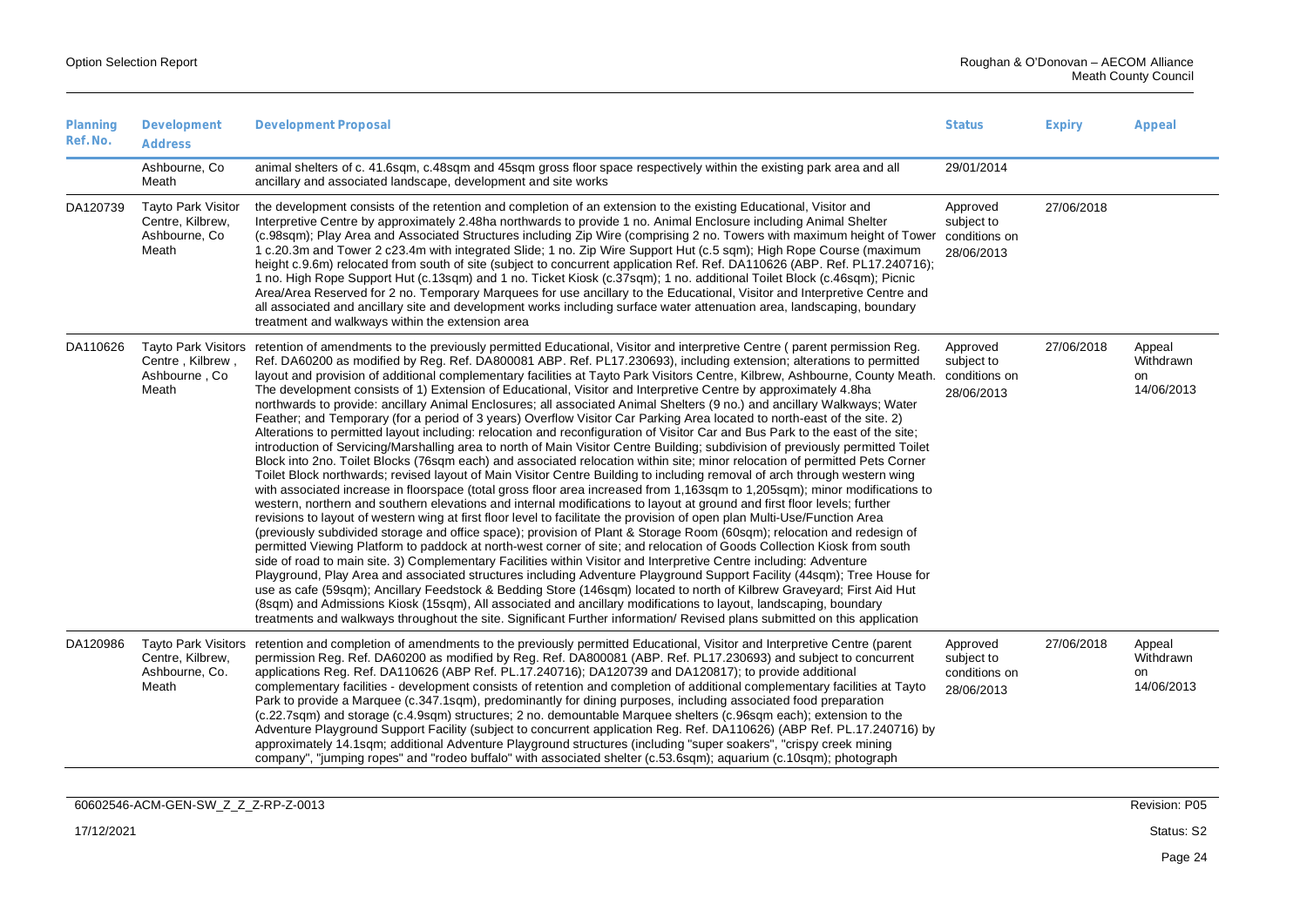| Planning Ref. No. | Development Address | Development Proposal | Status | Expiry | Appeal |
|---|---|---|---|---|---|
| | Ashbourne, Co Meath | animal shelters of c. 41.6sqm, c.48sqm and 45sqm gross floor space respectively within the existing park area and all ancillary and associated landscape, development and site works | 29/01/2014 | | |
| DA120739 | Tayto Park Visitor Centre, Kilbrew, Ashbourne, Co Meath | the development consists of the retention and completion of an extension to the existing Educational, Visitor and Interpretive Centre by approximately 2.48ha northwards to provide 1 no. Animal Enclosure including Animal Shelter (c.98sqm); Play Area and Associated Structures including Zip Wire (comprising 2 no. Towers with maximum height of Tower 1 c.20.3m and Tower 2 c23.4m with integrated Slide; 1 no. Zip Wire Support Hut (c.5 sqm); High Rope Course (maximum height c.9.6m) relocated from south of site (subject to concurrent application Ref. Ref. DA110626 (ABP. Ref. PL17.240716); 1 no. High Rope Support Hut (c.13sqm) and 1 no. Ticket Kiosk (c.37sqm); 1 no. additional Toilet Block (c.46sqm); Picnic Area/Area Reserved for 2 no. Temporary Marquees for use ancillary to the Educational, Visitor and Interpretive Centre and all associated and ancillary site and development works including surface water attenuation area, landscaping, boundary treatment and walkways within the extension area | Approved subject to conditions on 28/06/2013 | 27/06/2018 | |
| DA110626 | Tayto Park Visitors Centre , Kilbrew , Ashbourne , Co Meath | retention of amendments to the previously permitted Educational, Visitor and interpretive Centre ( parent permission Reg. Ref. DA60200 as modified by Reg. Ref. DA800081 ABP. Ref. PL17.230693), including extension; alterations to permitted layout and provision of additional complementary facilities at Tayto Park Visitors Centre, Kilbrew, Ashbourne, County Meath. The development consists of 1) Extension of Educational, Visitor and Interpretive Centre by approximately 4.8ha northwards to provide: ancillary Animal Enclosures; all associated Animal Shelters (9 no.) and ancillary Walkways; Water Feather; and Temporary (for a period of 3 years) Overflow Visitor Car Parking Area located to north-east of the site. 2) Alterations to permitted layout including: relocation and reconfiguration of Visitor Car and Bus Park to the east of the site; introduction of Servicing/Marshalling area to north of Main Visitor Centre Building; subdivision of previously permitted Toilet Block into 2no. Toilet Blocks (76sqm each) and associated relocation within site; minor relocation of permitted Pets Corner Toilet Block northwards; revised layout of Main Visitor Centre Building to including removal of arch through western wing with associated increase in floorspace (total gross floor area increased from 1,163sqm to 1,205sqm); minor modifications to western, northern and southern elevations and internal modifications to layout at ground and first floor levels; further revisions to layout of western wing at first floor level to facilitate the provision of open plan Multi-Use/Function Area (previously subdivided storage and office space); provision of Plant & Storage Room (60sqm); relocation and redesign of permitted Viewing Platform to paddock at north-west corner of site; and relocation of Goods Collection Kiosk from south side of road to main site. 3) Complementary Facilities within Visitor and Interpretive Centre including: Adventure Playground, Play Area and associated structures including Adventure Playground Support Facility (44sqm); Tree House for use as cafe (59sqm); Ancillary Feedstock & Bedding Store (146sqm) located to north of Kilbrew Graveyard; First Aid Hut (8sqm) and Admissions Kiosk (15sqm), All associated and ancillary modifications to layout, landscaping, boundary treatments and walkways throughout the site. Significant Further information/ Revised plans submitted on this application | Approved subject to conditions on 28/06/2013 | 27/06/2018 | Appeal Withdrawn on 14/06/2013 |
| DA120986 | Tayto Park Visitors Centre, Kilbrew, Ashbourne, Co. Meath | retention and completion of amendments to the previously permitted Educational, Visitor and Interpretive Centre (parent permission Reg. Ref. DA60200 as modified by Reg. Ref. DA800081 (ABP. Ref. PL17.230693) and subject to concurrent applications Reg. Ref. DA110626 (ABP Ref. PL.17.240716); DA120739 and DA120817); to provide additional complementary facilities - development consists of retention and completion of additional complementary facilities at Tayto Park to provide a Marquee (c.347.1sqm), predominantly for dining purposes, including associated food preparation (c.22.7sqm) and storage (c.4.9sqm) structures; 2 no. demountable Marquee shelters (c.96sqm each); extension to the Adventure Playground Support Facility (subject to concurrent application Reg. Ref. DA110626) (ABP Ref. PL.17.240716) by approximately 14.1sqm; additional Adventure Playground structures (including "super soakers", "crispy creek mining company", "jumping ropes" and "rodeo buffalo" with associated shelter (c.53.6sqm); aquarium (c.10sqm); photograph | Approved subject to conditions on 28/06/2013 | 27/06/2018 | Appeal Withdrawn on 14/06/2013 |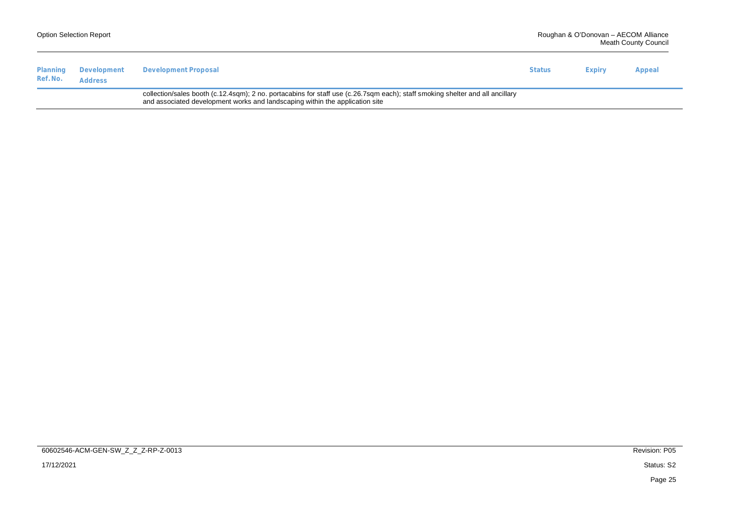| Planning Ref. No. | Development Address | Development Proposal | Status | Expiry | Appeal |
|---|---|---|---|---|---|
| | | collection/sales booth (c.12.4sqm); 2 no. portacabins for staff use (c.26.7sqm each); staff smoking shelter and all ancillary and associated development works and landscaping within the application site | | | |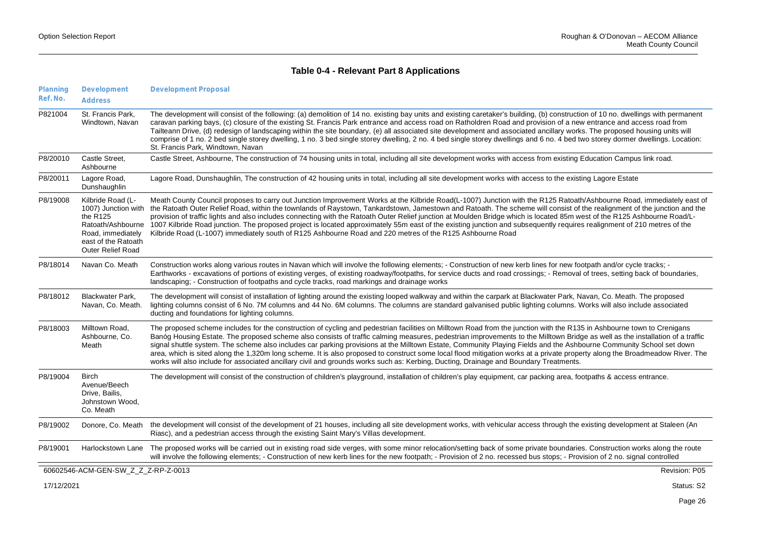**Table 0-4 - Relevant Part 8 Applications**

| Planning Ref. No. | Development Address | Development Proposal |
|---|---|---|
| P821004 | St. Francis Park, Windtown, Navan | The development will consist of the following: (a) demolition of 14 no. existing bay units and existing caretaker's building, (b) construction of 10 no. dwellings with permanent caravan parking bays, (c) closure of the existing St. Francis Park entrance and access road on Ratholdren Road and provision of a new entrance and access road from Tailteann Drive, (d) redesign of landscaping within the site boundary, (e) all associated site development and associated ancillary works. The proposed housing units will comprise of 1 no. 2 bed single storey dwelling, 1 no. 3 bed single storey dwelling, 2 no. 4 bed single storey dwellings and 6 no. 4 bed two storey dormer dwellings. Location: St. Francis Park, Windtown, Navan |
| P8/20010 | Castle Street, Ashbourne | Castle Street, Ashbourne, The construction of 74 housing units in total, including all site development works with access from existing Education Campus link road. |
| P8/20011 | Lagore Road, Dunshaughlin | Lagore Road, Dunshaughlin, The construction of 42 housing units in total, including all site development works with access to the existing Lagore Estate |
| P8/19008 | Kilbride Road (L-1007) Junction with the R125 Ratoath/Ashbourne Road, immediately east of the Ratoath Outer Relief Road | Meath County Council proposes to carry out Junction Improvement Works at the Kilbride Road(L-1007) Junction with the R125 Ratoath/Ashbourne Road, immediately east of the Ratoath Outer Relief Road, within the townlands of Raystown, Tankardstown, Jamestown and Ratoath. The scheme will consist of the realignment of the junction and the provision of traffic lights and also includes connecting with the Ratoath Outer Relief junction at Moulden Bridge which is located 85m west of the R125 Ashbourne Road/L-1007 Kilbride Road junction. The proposed project is located approximately 55m east of the existing junction and subsequently requires realignment of 210 metres of the Kilbride Road (L-1007) immediately south of R125 Ashbourne Road and 220 metres of the R125 Ashbourne Road |
| P8/18014 | Navan Co. Meath | Construction works along various routes in Navan which will involve the following elements; - Construction of new kerb lines for new footpath and/or cycle tracks; - Earthworks - excavations of portions of existing verges, of existing roadway/footpaths, for service ducts and road crossings; - Removal of trees, setting back of boundaries, landscaping; - Construction of footpaths and cycle tracks, road markings and drainage works |
| P8/18012 | Blackwater Park, Navan, Co. Meath. | The development will consist of installation of lighting around the existing looped walkway and within the carpark at Blackwater Park, Navan, Co. Meath. The proposed lighting columns consist of 6 No. 7M columns and 44 No. 6M columns. The columns are standard galvanised public lighting columns. Works will also include associated ducting and foundations for lighting columns. |
| P8/18003 | Milltown Road, Ashbourne, Co. Meath | The proposed scheme includes for the construction of cycling and pedestrian facilities on Milltown Road from the junction with the R135 in Ashbourne town to Crenigans Banóg Housing Estate. The proposed scheme also consists of traffic calming measures, pedestrian improvements to the Milltown Bridge as well as the installation of a traffic signal shuttle system. The scheme also includes car parking provisions at the Milltown Estate, Community Playing Fields and the Ashbourne Community School set down area, which is sited along the 1,320m long scheme. It is also proposed to construct some local flood mitigation works at a private property along the Broadmeadow River. The works will also include for associated ancillary civil and grounds works such as: Kerbing, Ducting, Drainage and Boundary Treatments. |
| P8/19004 | Birch Avenue/Beech Drive, Bailis, Johnstown Wood, Co. Meath | The development will consist of the construction of children's playground, installation of children's play equipment, car packing area, footpaths & access entrance. |
| P8/19002 | Donore, Co. Meath | the development will consist of the development of 21 houses, including all site development works, with vehicular access through the existing development at Staleen (An Riasc), and a pedestrian access through the existing Saint Mary's Villas development. |
| P8/19001 | Harlockstown Lane | The proposed works will be carried out in existing road side verges, with some minor relocation/setting back of some private boundaries. Construction works along the route will involve the following elements; - Construction of new kerb lines for the new footpath; - Provision of 2 no. recessed bus stops; - Provision of 2 no. signal controlled |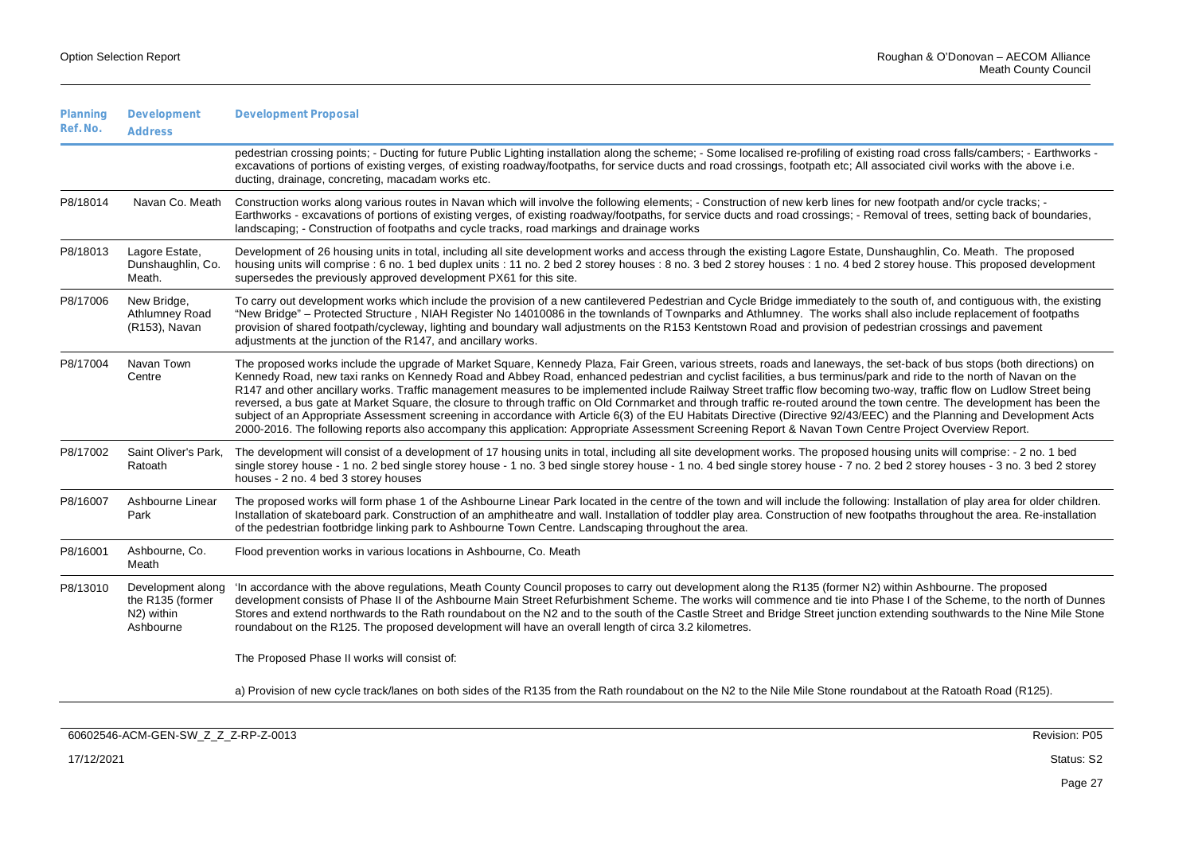| Planning Ref. No. | Development Address | Development Proposal |
|---|---|---|
| | | pedestrian crossing points; - Ducting for future Public Lighting installation along the scheme; - Some localised re-profiling of existing road cross falls/cambers; - Earthworks - excavations of portions of existing verges, of existing roadway/footpaths, for service ducts and road crossings, footpath etc; All associated civil works with the above i.e. ducting, drainage, concreting, macadam works etc. |
| P8/18014 | Navan Co. Meath | Construction works along various routes in Navan which will involve the following elements; - Construction of new kerb lines for new footpath and/or cycle tracks; - Earthworks - excavations of portions of existing verges, of existing roadway/footpaths, for service ducts and road crossings; - Removal of trees, setting back of boundaries, landscaping; - Construction of footpaths and cycle tracks, road markings and drainage works |
| P8/18013 | Lagore Estate, Dunshaughlin, Co. Meath. | Development of 26 housing units in total, including all site development works and access through the existing Lagore Estate, Dunshaughlin, Co. Meath. The proposed housing units will comprise : 6 no. 1 bed duplex units : 11 no. 2 bed 2 storey houses : 8 no. 3 bed 2 storey houses : 1 no. 4 bed 2 storey house. This proposed development supersedes the previously approved development PX61 for this site. |
| P8/17006 | New Bridge, Athlumney Road (R153), Navan | To carry out development works which include the provision of a new cantilevered Pedestrian and Cycle Bridge immediately to the south of, and contiguous with, the existing "New Bridge" – Protected Structure , NIAH Register No 14010086 in the townlands of Townparks and Athlumney. The works shall also include replacement of footpaths provision of shared footpath/cycleway, lighting and boundary wall adjustments on the R153 Kentstown Road and provision of pedestrian crossings and pavement adjustments at the junction of the R147, and ancillary works. |
| P8/17004 | Navan Town Centre | The proposed works include the upgrade of Market Square, Kennedy Plaza, Fair Green, various streets, roads and laneways, the set-back of bus stops (both directions) on Kennedy Road, new taxi ranks on Kennedy Road and Abbey Road, enhanced pedestrian and cyclist facilities, a bus terminus/park and ride to the north of Navan on the R147 and other ancillary works. Traffic management measures to be implemented include Railway Street traffic flow becoming two-way, traffic flow on Ludlow Street being reversed, a bus gate at Market Square, the closure to through traffic on Old Cornmarket and through traffic re-routed around the town centre. The development has been the subject of an Appropriate Assessment screening in accordance with Article 6(3) of the EU Habitats Directive (Directive 92/43/EEC) and the Planning and Development Acts 2000-2016. The following reports also accompany this application: Appropriate Assessment Screening Report & Navan Town Centre Project Overview Report. |
| P8/17002 | Saint Oliver's Park, Ratoath | The development will consist of a development of 17 housing units in total, including all site development works. The proposed housing units will comprise: - 2 no. 1 bed single storey house - 1 no. 2 bed single storey house - 1 no. 3 bed single storey house - 1 no. 4 bed single storey house - 7 no. 2 bed 2 storey houses - 3 no. 3 bed 2 storey houses - 2 no. 4 bed 3 storey houses |
| P8/16007 | Ashbourne Linear Park | The proposed works will form phase 1 of the Ashbourne Linear Park located in the centre of the town and will include the following: Installation of play area for older children. Installation of skateboard park. Construction of an amphitheatre and wall. Installation of toddler play area. Construction of new footpaths throughout the area. Re-installation of the pedestrian footbridge linking park to Ashbourne Town Centre. Landscaping throughout the area. |
| P8/16001 | Ashbourne, Co. Meath | Flood prevention works in various locations in Ashbourne, Co. Meath |
| P8/13010 | Development along the R135 (former N2) within Ashbourne | 'In accordance with the above regulations, Meath County Council proposes to carry out development along the R135 (former N2) within Ashbourne. The proposed development consists of Phase II of the Ashbourne Main Street Refurbishment Scheme. The works will commence and tie into Phase I of the Scheme, to the north of Dunnes Stores and extend northwards to the Rath roundabout on the N2 and to the south of the Castle Street and Bridge Street junction extending southwards to the Nine Mile Stone roundabout on the R125. The proposed development will have an overall length of circa 3.2 kilometres.<br><br>The Proposed Phase II works will consist of:<br><br>a) Provision of new cycle track/lanes on both sides of the R135 from the Rath roundabout on the N2 to the Nile Mile Stone roundabout at the Ratoath Road (R125). |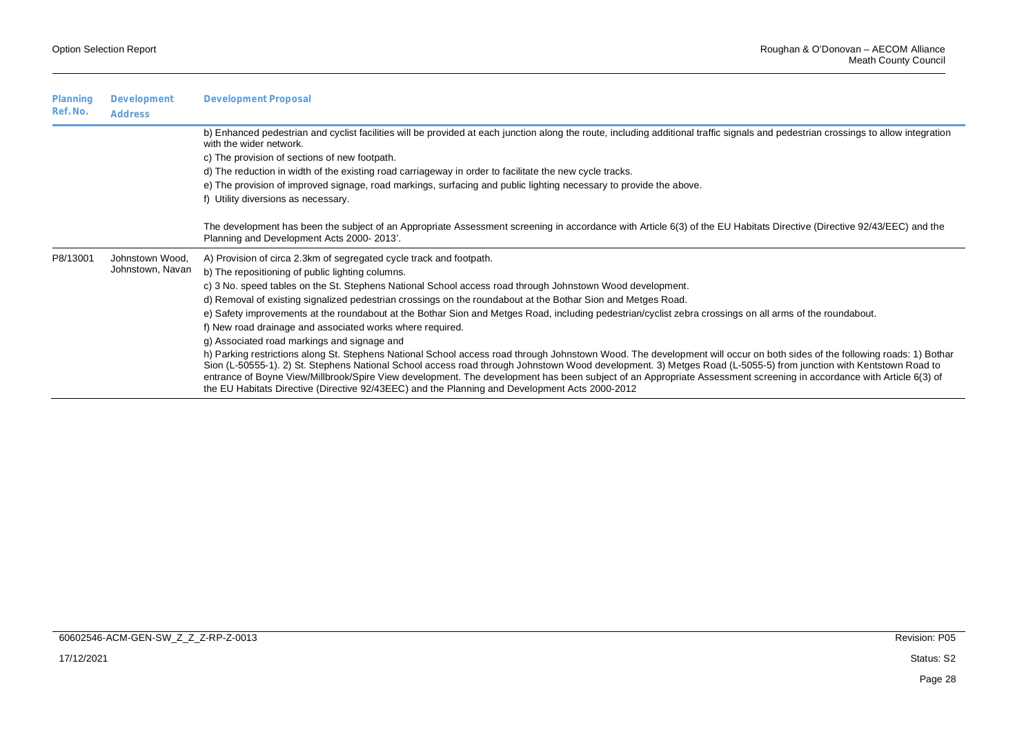| Planning Ref. No. | Development Address | Development Proposal |
|---|---|---|
| | | b) Enhanced pedestrian and cyclist facilities will be provided at each junction along the route, including additional traffic signals and pedestrian crossings to allow integration with the wider network.<br>c) The provision of sections of new footpath.<br>d) The reduction in width of the existing road carriageway in order to facilitate the new cycle tracks.<br>e) The provision of improved signage, road markings, surfacing and public lighting necessary to provide the above.<br>f) Utility diversions as necessary.<br><br>The development has been the subject of an Appropriate Assessment screening in accordance with Article 6(3) of the EU Habitats Directive (Directive 92/43/EEC) and the Planning and Development Acts 2000- 2013'. |
| P8/13001 | Johnstown Wood, Johnstown, Navan | A) Provision of circa 2.3km of segregated cycle track and footpath.<br>b) The repositioning of public lighting columns.<br>c) 3 No. speed tables on the St. Stephens National School access road through Johnstown Wood development.<br>d) Removal of existing signalized pedestrian crossings on the roundabout at the Bothar Sion and Metges Road.<br>e) Safety improvements at the roundabout at the Bothar Sion and Metges Road, including pedestrian/cyclist zebra crossings on all arms of the roundabout.<br>f) New road drainage and associated works where required.<br>g) Associated road markings and signage and<br>h) Parking restrictions along St. Stephens National School access road through Johnstown Wood. The development will occur on both sides of the following roads: 1) Bothar Sion (L-50555-1). 2) St. Stephens National School access road through Johnstown Wood development. 3) Metges Road (L-5055-5) from junction with Kentstown Road to entrance of Boyne View/Millbrook/Spire View development. The development has been subject of an Appropriate Assessment screening in accordance with Article 6(3) of the EU Habitats Directive (Directive 92/43EEC) and the Planning and Development Acts 2000-2012 |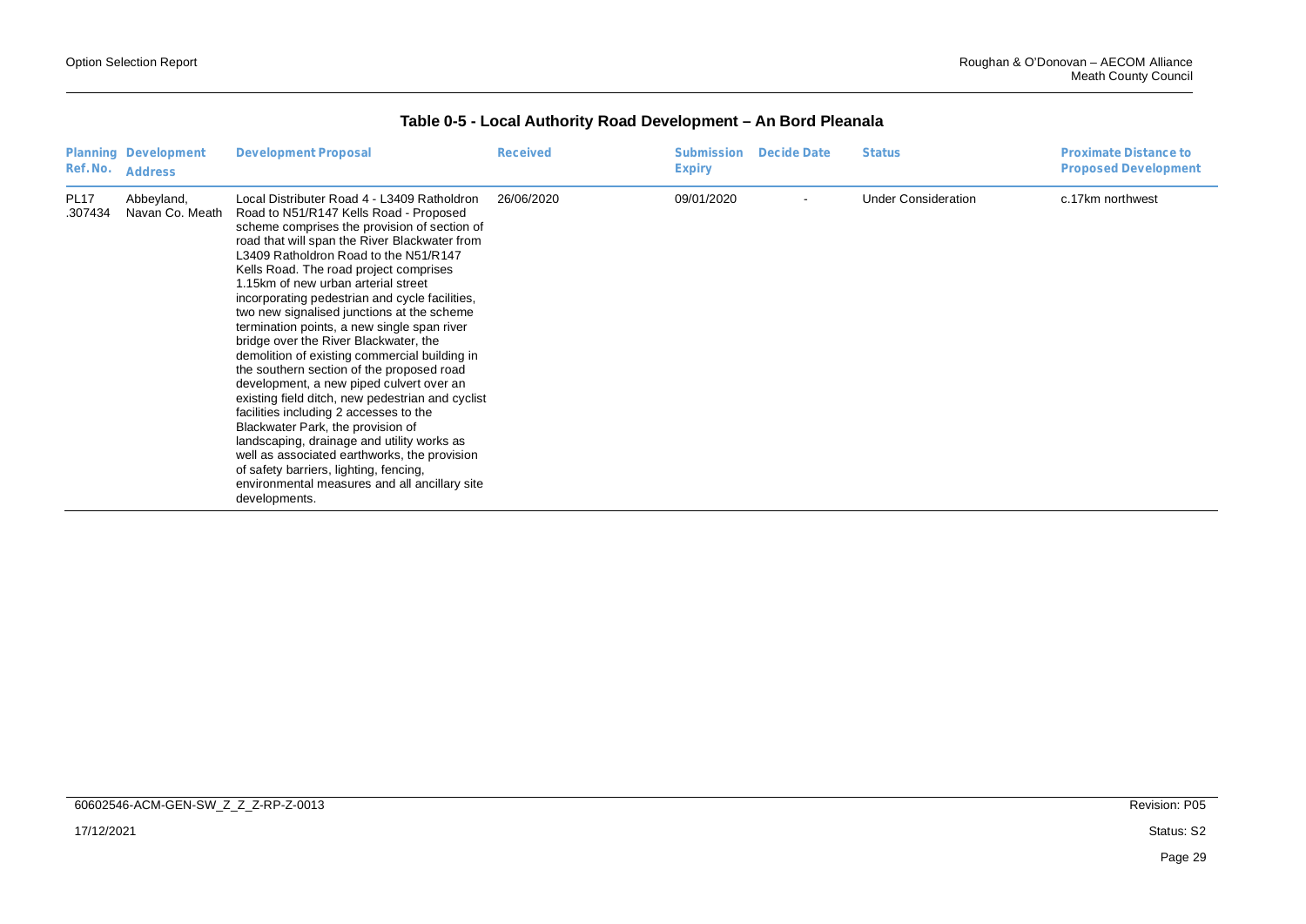**Table 0-5 - Local Authority Road Development – An Bord Pleanala**

| Planning Ref. No. | Development Address | Development Proposal | Received | Submission Expiry | Decide Date | Status | Proximate Distance to Proposed Development |
|---|---|---|---|---|---|---|---|
| PL17 .307434 | Abbeyland, Navan Co. Meath | Local Distributer Road 4 - L3409 Ratholdron Road to N51/R147 Kells Road - Proposed scheme comprises the provision of section of road that will span the River Blackwater from L3409 Ratholdron Road to the N51/R147 Kells Road. The road project comprises 1.15km of new urban arterial street incorporating pedestrian and cycle facilities, two new signalised junctions at the scheme termination points, a new single span river bridge over the River Blackwater, the demolition of existing commercial building in the southern section of the proposed road development, a new piped culvert over an existing field ditch, new pedestrian and cyclist facilities including 2 accesses to the Blackwater Park, the provision of landscaping, drainage and utility works as well as associated earthworks, the provision of safety barriers, lighting, fencing, environmental measures and all ancillary site developments. | 26/06/2020 | 09/01/2020 | - | Under Consideration | c.17km northwest |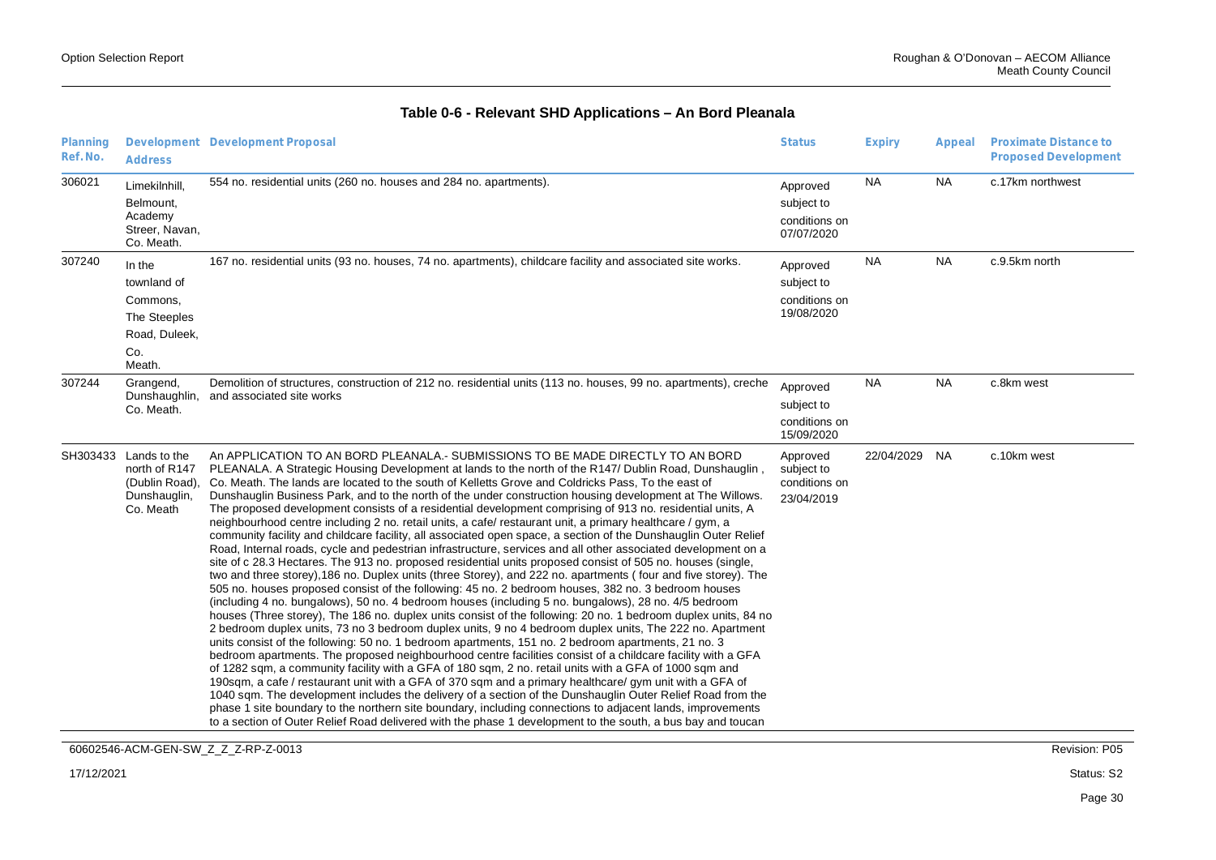## Table 0-6 - Relevant SHD Applications – An Bord Pleanala

| Planning Ref. No. | Development Address | Development Proposal | Status | Expiry | Appeal | Proximate Distance to Proposed Development |
|---|---|---|---|---|---|---|
| 306021 | Limekilnhill, Belmount, Academy Streer, Navan, Co. Meath. | 554 no. residential units (260 no. houses and 284 no. apartments). | Approved subject to conditions on 07/07/2020 | NA | NA | c.17km northwest |
| 307240 | In the townland of Commons, The Steeples Road, Duleek, Co. Meath. | 167 no. residential units (93 no. houses, 74 no. apartments), childcare facility and associated site works. | Approved subject to conditions on 19/08/2020 | NA | NA | c.9.5km north |
| 307244 | Grangend, Dunshaughlin, Co. Meath. | Demolition of structures, construction of 212 no. residential units (113 no. houses, 99 no. apartments), creche and associated site works | Approved subject to conditions on 15/09/2020 | NA | NA | c.8km west |
| SH303433 | Lands to the north of R147 (Dublin Road), Dunshauglin, Co. Meath | An APPLICATION TO AN BORD PLEANALA.- SUBMISSIONS TO BE MADE DIRECTLY TO AN BORD PLEANALA. A Strategic Housing Development at lands to the north of the R147/ Dublin Road, Dunshauglin , Co. Meath. The lands are located to the south of Kelletts Grove and Coldricks Pass, To the east of Dunshauglin Business Park, and to the north of the under construction housing development at The Willows. The proposed development consists of a residential development comprising of 913 no. residential units, A neighbourhood centre including 2 no. retail units, a cafe/ restaurant unit, a primary healthcare / gym, a community facility and childcare facility, all associated open space, a section of the Dunshauglin Outer Relief Road, Internal roads, cycle and pedestrian infrastructure, services and all other associated development on a site of c 28.3 Hectares. The 913 no. proposed residential units proposed consist of 505 no. houses (single, two and three storey),186 no. Duplex units (three Storey), and 222 no. apartments ( four and five storey). The 505 no. houses proposed consist of the following: 45 no. 2 bedroom houses, 382 no. 3 bedroom houses (including 4 no. bungalows), 50 no. 4 bedroom houses (including 5 no. bungalows), 28 no. 4/5 bedroom houses (Three storey), The 186 no. duplex units consist of the following: 20 no. 1 bedroom duplex units, 84 no 2 bedroom duplex units, 73 no 3 bedroom duplex units, 9 no 4 bedroom duplex units, The 222 no. Apartment units consist of the following: 50 no. 1 bedroom apartments, 151 no. 2 bedroom apartments, 21 no. 3 bedroom apartments. The proposed neighbourhood centre facilities consist of a childcare facility with a GFA of 1282 sqm, a community facility with a GFA of 180 sqm, 2 no. retail units with a GFA of 1000 sqm and 190sqm, a cafe / restaurant unit with a GFA of 370 sqm and a primary healthcare/ gym unit with a GFA of 1040 sqm. The development includes the delivery of a section of the Dunshauglin Outer Relief Road from the phase 1 site boundary to the northern site boundary, including connections to adjacent lands, improvements to a section of Outer Relief Road delivered with the phase 1 development to the south, a bus bay and toucan | Approved subject to conditions on 23/04/2019 | 22/04/2029 | NA | c.10km west |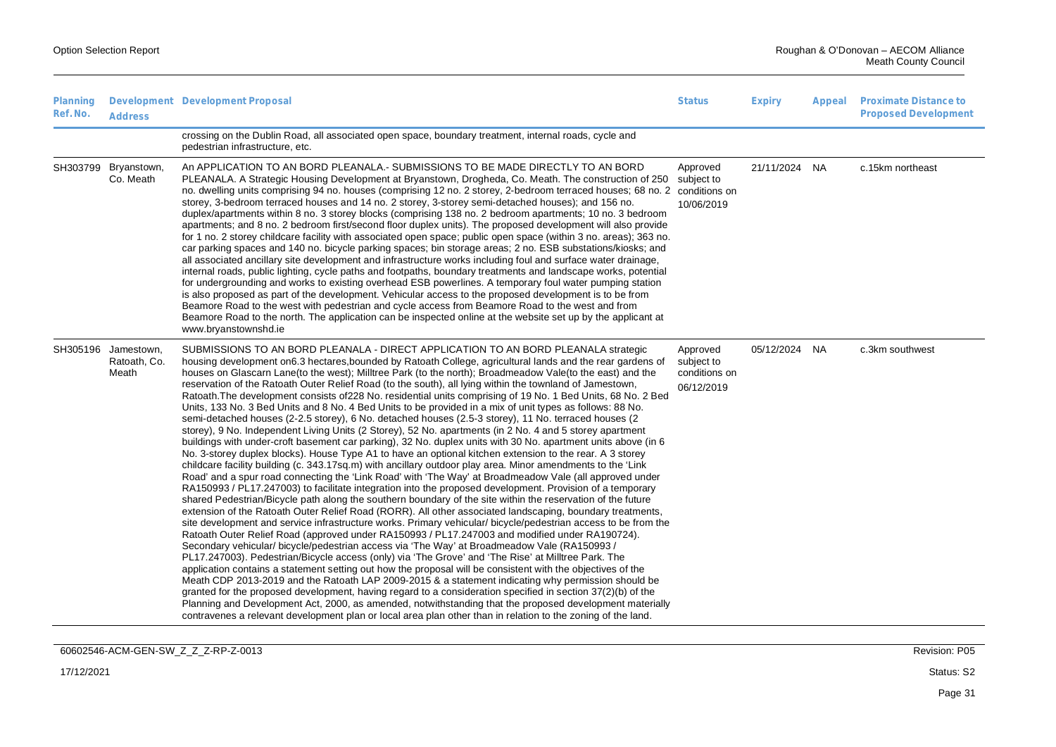| Planning Ref. No. | Development Address | Development Proposal | Status | Expiry | Appeal | Proximate Distance to Proposed Development |
|---|---|---|---|---|---|---|
| | | crossing on the Dublin Road, all associated open space, boundary treatment, internal roads, cycle and pedestrian infrastructure, etc. | | | | |
| SH303799 | Bryanstown, Co. Meath | An APPLICATION TO AN BORD PLEANALA.- SUBMISSIONS TO BE MADE DIRECTLY TO AN BORD PLEANALA. A Strategic Housing Development at Bryanstown, Drogheda, Co. Meath. The construction of 250 no. dwelling units comprising 94 no. houses (comprising 12 no. 2 storey, 2-bedroom terraced houses; 68 no. 2 storey, 3-bedroom terraced houses and 14 no. 2 storey, 3-storey semi-detached houses); and 156 no. duplex/apartments within 8 no. 3 storey blocks (comprising 138 no. 2 bedroom apartments; 10 no. 3 bedroom apartments; and 8 no. 2 bedroom first/second floor duplex units). The proposed development will also provide for 1 no. 2 storey childcare facility with associated open space; public open space (within 3 no. areas); 363 no. car parking spaces and 140 no. bicycle parking spaces; bin storage areas; 2 no. ESB substations/kiosks; and all associated ancillary site development and infrastructure works including foul and surface water drainage, internal roads, public lighting, cycle paths and footpaths, boundary treatments and landscape works, potential for undergrounding and works to existing overhead ESB powerlines. A temporary foul water pumping station is also proposed as part of the development. Vehicular access to the proposed development is to be from Beamore Road to the west with pedestrian and cycle access from Beamore Road to the west and from Beamore Road to the north. The application can be inspected online at the website set up by the applicant at www.bryanstownshd.ie | Approved subject to conditions on 10/06/2019 | 21/11/2024 | NA | c.15km northeast |
| SH305196 | Jamestown, Ratoath, Co. Meath | SUBMISSIONS TO AN BORD PLEANALA - DIRECT APPLICATION TO AN BORD PLEANALA strategic housing development on6.3 hectares,bounded by Ratoath College, agricultural lands and the rear gardens of houses on Glascarn Lane(to the west); Milltree Park (to the north); Broadmeadow Vale(to the east) and the reservation of the Ratoath Outer Relief Road (to the south), all lying within the townland of Jamestown, Ratoath.The development consists of228 No. residential units comprising of 19 No. 1 Bed Units, 68 No. 2 Bed Units, 133 No. 3 Bed Units and 8 No. 4 Bed Units to be provided in a mix of unit types as follows: 88 No. semi-detached houses (2-2.5 storey), 6 No. detached houses (2.5-3 storey), 11 No. terraced houses (2 storey), 9 No. Independent Living Units (2 Storey), 52 No. apartments (in 2 No. 4 and 5 storey apartment buildings with under-croft basement car parking), 32 No. duplex units with 30 No. apartment units above (in 6 No. 3-storey duplex blocks). House Type A1 to have an optional kitchen extension to the rear. A 3 storey childcare facility building (c. 343.17sq.m) with ancillary outdoor play area. Minor amendments to the 'Link Road' and a spur road connecting the 'Link Road' with 'The Way' at Broadmeadow Vale (all approved under RA150993 / PL17.247003) to facilitate integration into the proposed development. Provision of a temporary shared Pedestrian/Bicycle path along the southern boundary of the site within the reservation of the future extension of the Ratoath Outer Relief Road (RORR). All other associated landscaping, boundary treatments, site development and service infrastructure works. Primary vehicular/ bicycle/pedestrian access to be from the Ratoath Outer Relief Road (approved under RA150993 / PL17.247003 and modified under RA190724). Secondary vehicular/ bicycle/pedestrian access via 'The Way' at Broadmeadow Vale (RA150993 / PL17.247003). Pedestrian/Bicycle access (only) via 'The Grove' and 'The Rise' at Milltree Park. The application contains a statement setting out how the proposal will be consistent with the objectives of the Meath CDP 2013-2019 and the Ratoath LAP 2009-2015 & a statement indicating why permission should be granted for the proposed development, having regard to a consideration specified in section 37(2)(b) of the Planning and Development Act, 2000, as amended, notwithstanding that the proposed development materially contravenes a relevant development plan or local area plan other than in relation to the zoning of the land. | Approved subject to conditions on 06/12/2019 | 05/12/2024 | NA | c.3km southwest |